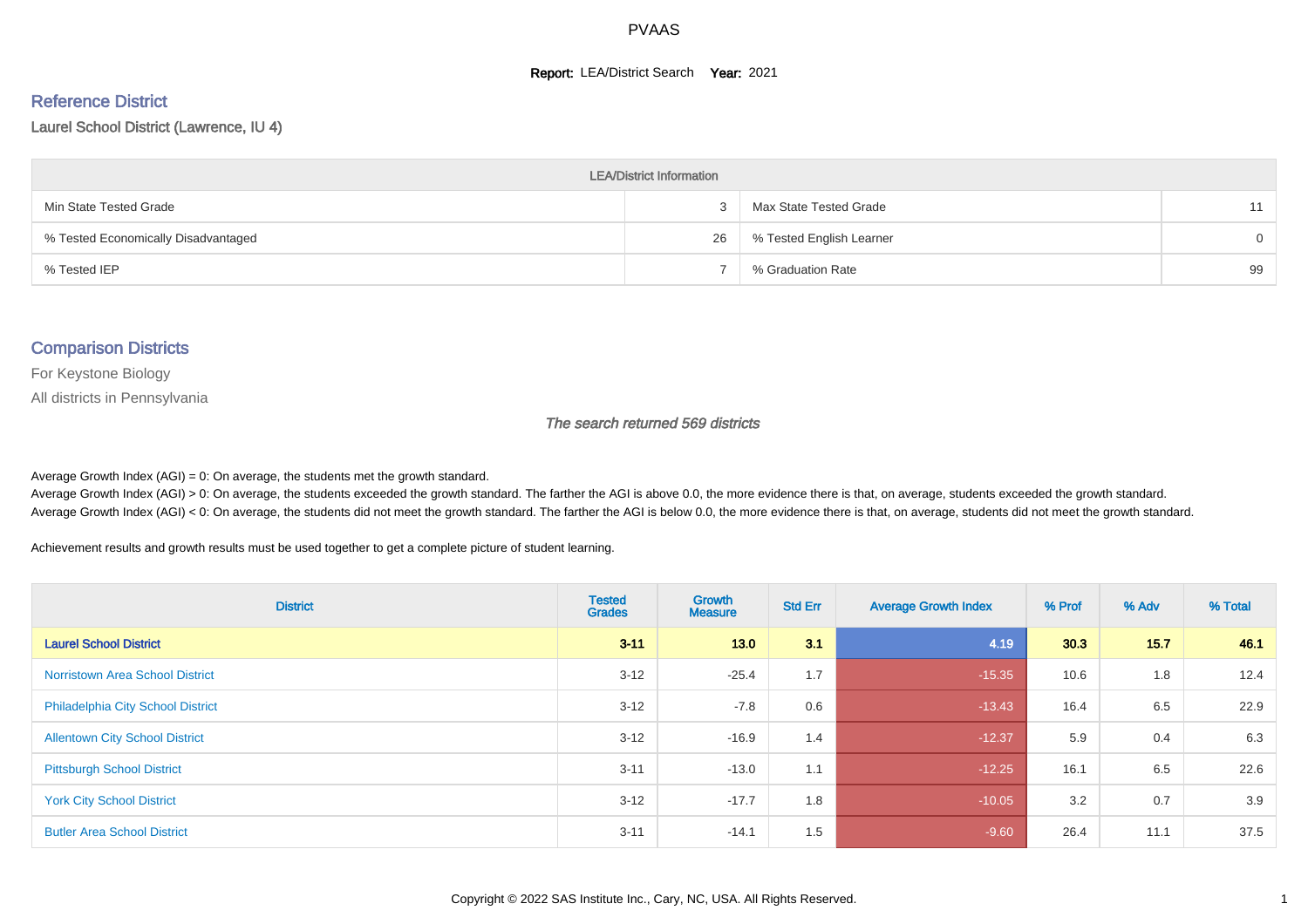# PVAAS

**Report:** LEA/District Search **Year:** 2021

## Reference District

Laurel School District (Lawrence, IU 4)

| LEA/District Information | | | |
|---|---|---|---|
| Min State Tested Grade | 3 | Max State Tested Grade | 11 |
| % Tested Economically Disadvantaged | 26 | % Tested English Learner | 0 |
| % Tested IEP | 7 | % Graduation Rate | 99 |

## Comparison Districts

For Keystone Biology

All districts in Pennsylvania

*The search returned 569 districts*

Average Growth Index (AGI) = 0: On average, the students met the growth standard.

Average Growth Index (AGI) > 0: On average, the students exceeded the growth standard. The farther the AGI is above 0.0, the more evidence there is that, on average, students exceeded the growth standard.

Average Growth Index (AGI) < 0: On average, the students did not meet the growth standard. The farther the AGI is below 0.0, the more evidence there is that, on average, students did not meet the growth standard.

Achievement results and growth results must be used together to get a complete picture of student learning.

| District | Tested Grades | Growth Measure | Std Err | Average Growth Index | % Prof | % Adv | % Total |
|---|---|---|---|---|---|---|---|
| **Laurel School District** | **3-11** | **13.0** | **3.1** | **4.19** | **30.3** | **15.7** | **46.1** |
| Norristown Area School District | 3-12 | -25.4 | 1.7 | -15.35 | 10.6 | 1.8 | 12.4 |
| Philadelphia City School District | 3-12 | -7.8 | 0.6 | -13.43 | 16.4 | 6.5 | 22.9 |
| Allentown City School District | 3-12 | -16.9 | 1.4 | -12.37 | 5.9 | 0.4 | 6.3 |
| Pittsburgh School District | 3-11 | -13.0 | 1.1 | -12.25 | 16.1 | 6.5 | 22.6 |
| York City School District | 3-12 | -17.7 | 1.8 | -10.05 | 3.2 | 0.7 | 3.9 |
| Butler Area School District | 3-11 | -14.1 | 1.5 | -9.60 | 26.4 | 11.1 | 37.5 |

Copyright © 2022 SAS Institute Inc., Cary, NC, USA. All Rights Reserved.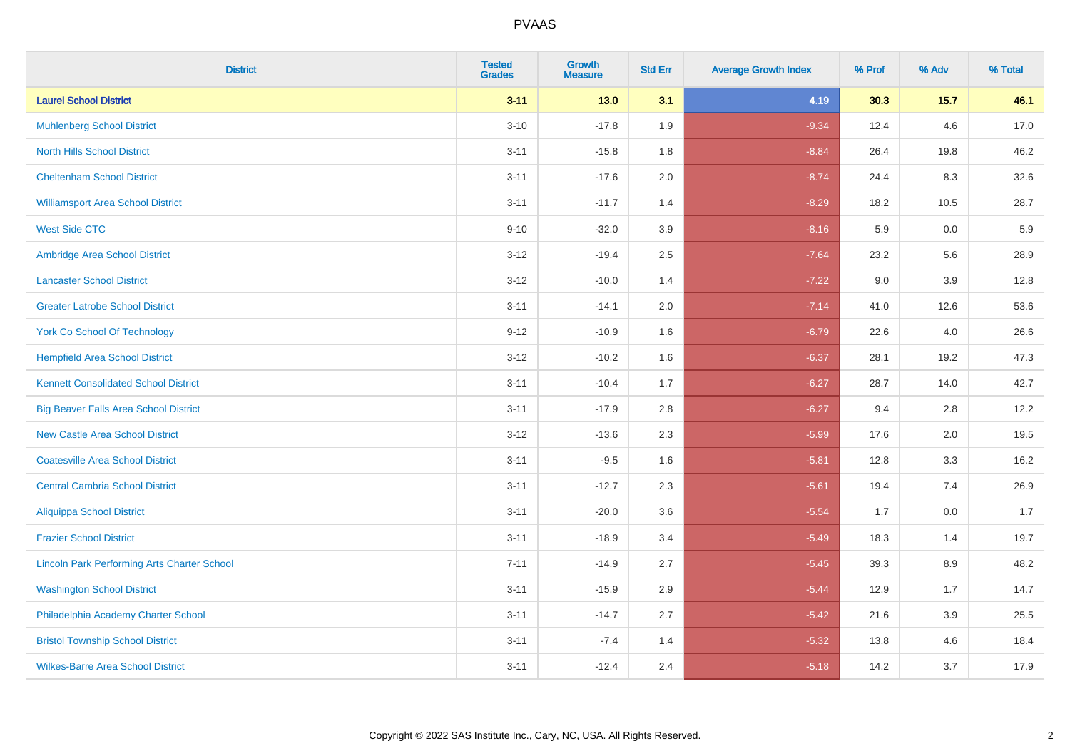| District | Tested Grades | Growth Measure | Std Err | Average Growth Index | % Prof | % Adv | % Total |
|---|---|---|---|---|---|---|---|
| **Laurel School District** | **3-11** | **13.0** | **3.1** | **4.19** | **30.3** | **15.7** | **46.1** |
| Muhlenberg School District | 3-10 | -17.8 | 1.9 | -9.34 | 12.4 | 4.6 | 17.0 |
| North Hills School District | 3-11 | -15.8 | 1.8 | -8.84 | 26.4 | 19.8 | 46.2 |
| Cheltenham School District | 3-11 | -17.6 | 2.0 | -8.74 | 24.4 | 8.3 | 32.6 |
| Williamsport Area School District | 3-11 | -11.7 | 1.4 | -8.29 | 18.2 | 10.5 | 28.7 |
| West Side CTC | 9-10 | -32.0 | 3.9 | -8.16 | 5.9 | 0.0 | 5.9 |
| Ambridge Area School District | 3-12 | -19.4 | 2.5 | -7.64 | 23.2 | 5.6 | 28.9 |
| Lancaster School District | 3-12 | -10.0 | 1.4 | -7.22 | 9.0 | 3.9 | 12.8 |
| Greater Latrobe School District | 3-11 | -14.1 | 2.0 | -7.14 | 41.0 | 12.6 | 53.6 |
| York Co School Of Technology | 9-12 | -10.9 | 1.6 | -6.79 | 22.6 | 4.0 | 26.6 |
| Hempfield Area School District | 3-12 | -10.2 | 1.6 | -6.37 | 28.1 | 19.2 | 47.3 |
| Kennett Consolidated School District | 3-11 | -10.4 | 1.7 | -6.27 | 28.7 | 14.0 | 42.7 |
| Big Beaver Falls Area School District | 3-11 | -17.9 | 2.8 | -6.27 | 9.4 | 2.8 | 12.2 |
| New Castle Area School District | 3-12 | -13.6 | 2.3 | -5.99 | 17.6 | 2.0 | 19.5 |
| Coatesville Area School District | 3-11 | -9.5 | 1.6 | -5.81 | 12.8 | 3.3 | 16.2 |
| Central Cambria School District | 3-11 | -12.7 | 2.3 | -5.61 | 19.4 | 7.4 | 26.9 |
| Aliquippa School District | 3-11 | -20.0 | 3.6 | -5.54 | 1.7 | 0.0 | 1.7 |
| Frazier School District | 3-11 | -18.9 | 3.4 | -5.49 | 18.3 | 1.4 | 19.7 |
| Lincoln Park Performing Arts Charter School | 7-11 | -14.9 | 2.7 | -5.45 | 39.3 | 8.9 | 48.2 |
| Washington School District | 3-11 | -15.9 | 2.9 | -5.44 | 12.9 | 1.7 | 14.7 |
| Philadelphia Academy Charter School | 3-11 | -14.7 | 2.7 | -5.42 | 21.6 | 3.9 | 25.5 |
| Bristol Township School District | 3-11 | -7.4 | 1.4 | -5.32 | 13.8 | 4.6 | 18.4 |
| Wilkes-Barre Area School District | 3-11 | -12.4 | 2.4 | -5.18 | 14.2 | 3.7 | 17.9 |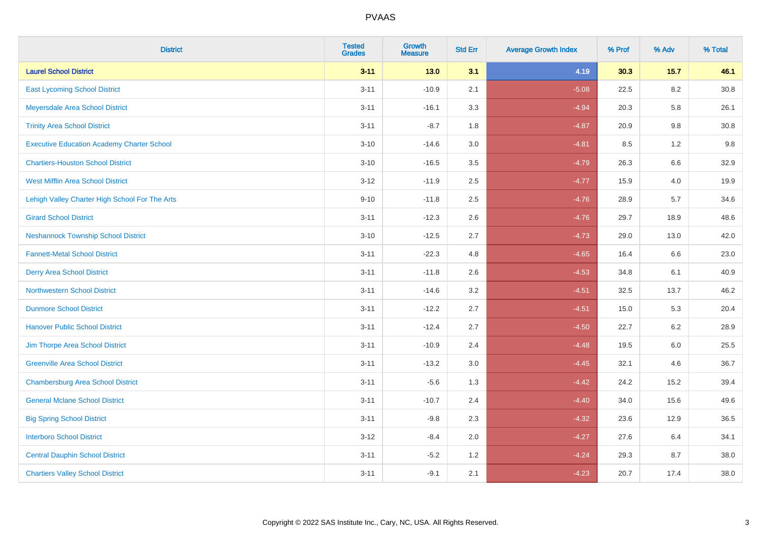# PVAAS

| District | Tested Grades | Growth Measure | Std Err | Average Growth Index | % Prof | % Adv | % Total |
|---|---|---|---|---|---|---|---|
| **Laurel School District** | **3-11** | **13.0** | **3.1** | **4.19** | **30.3** | **15.7** | **46.1** |
| East Lycoming School District | 3-11 | -10.9 | 2.1 | -5.08 | 22.5 | 8.2 | 30.8 |
| Meyersdale Area School District | 3-11 | -16.1 | 3.3 | -4.94 | 20.3 | 5.8 | 26.1 |
| Trinity Area School District | 3-11 | -8.7 | 1.8 | -4.87 | 20.9 | 9.8 | 30.8 |
| Executive Education Academy Charter School | 3-10 | -14.6 | 3.0 | -4.81 | 8.5 | 1.2 | 9.8 |
| Chartiers-Houston School District | 3-10 | -16.5 | 3.5 | -4.79 | 26.3 | 6.6 | 32.9 |
| West Mifflin Area School District | 3-12 | -11.9 | 2.5 | -4.77 | 15.9 | 4.0 | 19.9 |
| Lehigh Valley Charter High School For The Arts | 9-10 | -11.8 | 2.5 | -4.76 | 28.9 | 5.7 | 34.6 |
| Girard School District | 3-11 | -12.3 | 2.6 | -4.76 | 29.7 | 18.9 | 48.6 |
| Neshannock Township School District | 3-10 | -12.5 | 2.7 | -4.73 | 29.0 | 13.0 | 42.0 |
| Fannett-Metal School District | 3-11 | -22.3 | 4.8 | -4.65 | 16.4 | 6.6 | 23.0 |
| Derry Area School District | 3-11 | -11.8 | 2.6 | -4.53 | 34.8 | 6.1 | 40.9 |
| Northwestern School District | 3-11 | -14.6 | 3.2 | -4.51 | 32.5 | 13.7 | 46.2 |
| Dunmore School District | 3-11 | -12.2 | 2.7 | -4.51 | 15.0 | 5.3 | 20.4 |
| Hanover Public School District | 3-11 | -12.4 | 2.7 | -4.50 | 22.7 | 6.2 | 28.9 |
| Jim Thorpe Area School District | 3-11 | -10.9 | 2.4 | -4.48 | 19.5 | 6.0 | 25.5 |
| Greenville Area School District | 3-11 | -13.2 | 3.0 | -4.45 | 32.1 | 4.6 | 36.7 |
| Chambersburg Area School District | 3-11 | -5.6 | 1.3 | -4.42 | 24.2 | 15.2 | 39.4 |
| General Mclane School District | 3-11 | -10.7 | 2.4 | -4.40 | 34.0 | 15.6 | 49.6 |
| Big Spring School District | 3-11 | -9.8 | 2.3 | -4.32 | 23.6 | 12.9 | 36.5 |
| Interboro School District | 3-12 | -8.4 | 2.0 | -4.27 | 27.6 | 6.4 | 34.1 |
| Central Dauphin School District | 3-11 | -5.2 | 1.2 | -4.24 | 29.3 | 8.7 | 38.0 |
| Chartiers Valley School District | 3-11 | -9.1 | 2.1 | -4.23 | 20.7 | 17.4 | 38.0 |

Copyright © 2022 SAS Institute Inc., Cary, NC, USA. All Rights Reserved.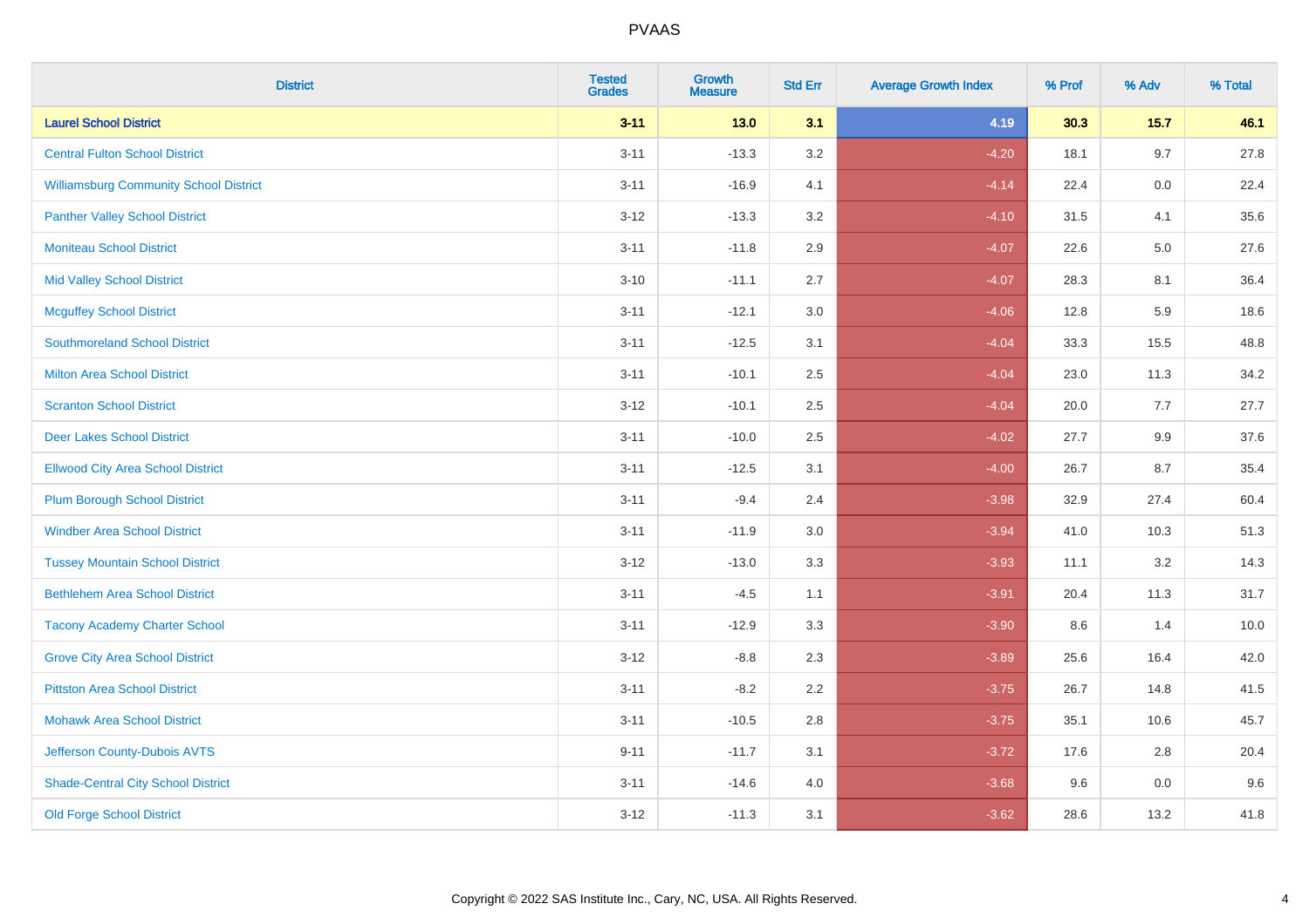# PVAAS

| District | Tested Grades | Growth Measure | Std Err | Average Growth Index | % Prof | % Adv | % Total |
|---|---|---|---|---|---|---|---|
| **Laurel School District** | **3-11** | **13.0** | **3.1** | **4.19** | **30.3** | **15.7** | **46.1** |
| Central Fulton School District | 3-11 | -13.3 | 3.2 | -4.20 | 18.1 | 9.7 | 27.8 |
| Williamsburg Community School District | 3-11 | -16.9 | 4.1 | -4.14 | 22.4 | 0.0 | 22.4 |
| Panther Valley School District | 3-12 | -13.3 | 3.2 | -4.10 | 31.5 | 4.1 | 35.6 |
| Moniteau School District | 3-11 | -11.8 | 2.9 | -4.07 | 22.6 | 5.0 | 27.6 |
| Mid Valley School District | 3-10 | -11.1 | 2.7 | -4.07 | 28.3 | 8.1 | 36.4 |
| Mcguffey School District | 3-11 | -12.1 | 3.0 | -4.06 | 12.8 | 5.9 | 18.6 |
| Southmoreland School District | 3-11 | -12.5 | 3.1 | -4.04 | 33.3 | 15.5 | 48.8 |
| Milton Area School District | 3-11 | -10.1 | 2.5 | -4.04 | 23.0 | 11.3 | 34.2 |
| Scranton School District | 3-12 | -10.1 | 2.5 | -4.04 | 20.0 | 7.7 | 27.7 |
| Deer Lakes School District | 3-11 | -10.0 | 2.5 | -4.02 | 27.7 | 9.9 | 37.6 |
| Ellwood City Area School District | 3-11 | -12.5 | 3.1 | -4.00 | 26.7 | 8.7 | 35.4 |
| Plum Borough School District | 3-11 | -9.4 | 2.4 | -3.98 | 32.9 | 27.4 | 60.4 |
| Windber Area School District | 3-11 | -11.9 | 3.0 | -3.94 | 41.0 | 10.3 | 51.3 |
| Tussey Mountain School District | 3-12 | -13.0 | 3.3 | -3.93 | 11.1 | 3.2 | 14.3 |
| Bethlehem Area School District | 3-11 | -4.5 | 1.1 | -3.91 | 20.4 | 11.3 | 31.7 |
| Tacony Academy Charter School | 3-11 | -12.9 | 3.3 | -3.90 | 8.6 | 1.4 | 10.0 |
| Grove City Area School District | 3-12 | -8.8 | 2.3 | -3.89 | 25.6 | 16.4 | 42.0 |
| Pittston Area School District | 3-11 | -8.2 | 2.2 | -3.75 | 26.7 | 14.8 | 41.5 |
| Mohawk Area School District | 3-11 | -10.5 | 2.8 | -3.75 | 35.1 | 10.6 | 45.7 |
| Jefferson County-Dubois AVTS | 9-11 | -11.7 | 3.1 | -3.72 | 17.6 | 2.8 | 20.4 |
| Shade-Central City School District | 3-11 | -14.6 | 4.0 | -3.68 | 9.6 | 0.0 | 9.6 |
| Old Forge School District | 3-12 | -11.3 | 3.1 | -3.62 | 28.6 | 13.2 | 41.8 |

Copyright © 2022 SAS Institute Inc., Cary, NC, USA. All Rights Reserved.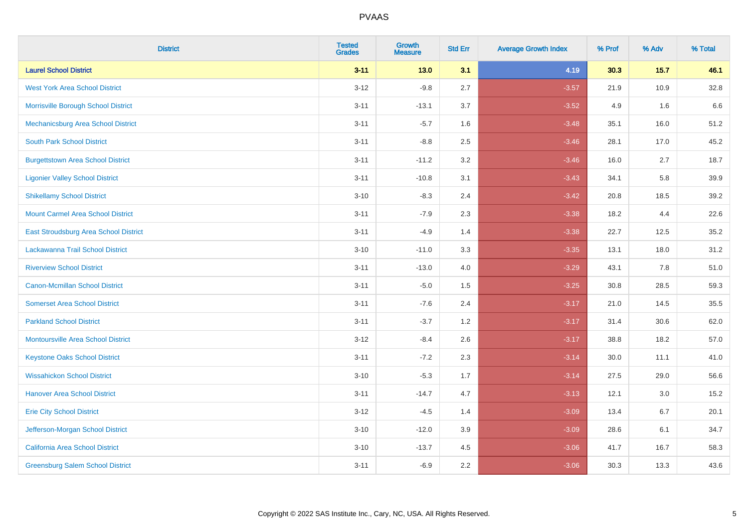# PVAAS

| District | Tested Grades | Growth Measure | Std Err | Average Growth Index | % Prof | % Adv | % Total |
|---|---|---|---|---|---|---|---|
| **Laurel School District** | **3-11** | **13.0** | **3.1** | **4.19** | **30.3** | **15.7** | **46.1** |
| West York Area School District | 3-12 | -9.8 | 2.7 | -3.57 | 21.9 | 10.9 | 32.8 |
| Morrisville Borough School District | 3-11 | -13.1 | 3.7 | -3.52 | 4.9 | 1.6 | 6.6 |
| Mechanicsburg Area School District | 3-11 | -5.7 | 1.6 | -3.48 | 35.1 | 16.0 | 51.2 |
| South Park School District | 3-11 | -8.8 | 2.5 | -3.46 | 28.1 | 17.0 | 45.2 |
| Burgettstown Area School District | 3-11 | -11.2 | 3.2 | -3.46 | 16.0 | 2.7 | 18.7 |
| Ligonier Valley School District | 3-11 | -10.8 | 3.1 | -3.43 | 34.1 | 5.8 | 39.9 |
| Shikellamy School District | 3-10 | -8.3 | 2.4 | -3.42 | 20.8 | 18.5 | 39.2 |
| Mount Carmel Area School District | 3-11 | -7.9 | 2.3 | -3.38 | 18.2 | 4.4 | 22.6 |
| East Stroudsburg Area School District | 3-11 | -4.9 | 1.4 | -3.38 | 22.7 | 12.5 | 35.2 |
| Lackawanna Trail School District | 3-10 | -11.0 | 3.3 | -3.35 | 13.1 | 18.0 | 31.2 |
| Riverview School District | 3-11 | -13.0 | 4.0 | -3.29 | 43.1 | 7.8 | 51.0 |
| Canon-Mcmillan School District | 3-11 | -5.0 | 1.5 | -3.25 | 30.8 | 28.5 | 59.3 |
| Somerset Area School District | 3-11 | -7.6 | 2.4 | -3.17 | 21.0 | 14.5 | 35.5 |
| Parkland School District | 3-11 | -3.7 | 1.2 | -3.17 | 31.4 | 30.6 | 62.0 |
| Montoursville Area School District | 3-12 | -8.4 | 2.6 | -3.17 | 38.8 | 18.2 | 57.0 |
| Keystone Oaks School District | 3-11 | -7.2 | 2.3 | -3.14 | 30.0 | 11.1 | 41.0 |
| Wissahickon School District | 3-10 | -5.3 | 1.7 | -3.14 | 27.5 | 29.0 | 56.6 |
| Hanover Area School District | 3-11 | -14.7 | 4.7 | -3.13 | 12.1 | 3.0 | 15.2 |
| Erie City School District | 3-12 | -4.5 | 1.4 | -3.09 | 13.4 | 6.7 | 20.1 |
| Jefferson-Morgan School District | 3-10 | -12.0 | 3.9 | -3.09 | 28.6 | 6.1 | 34.7 |
| California Area School District | 3-10 | -13.7 | 4.5 | -3.06 | 41.7 | 16.7 | 58.3 |
| Greensburg Salem School District | 3-11 | -6.9 | 2.2 | -3.06 | 30.3 | 13.3 | 43.6 |

Copyright © 2022 SAS Institute Inc., Cary, NC, USA. All Rights Reserved.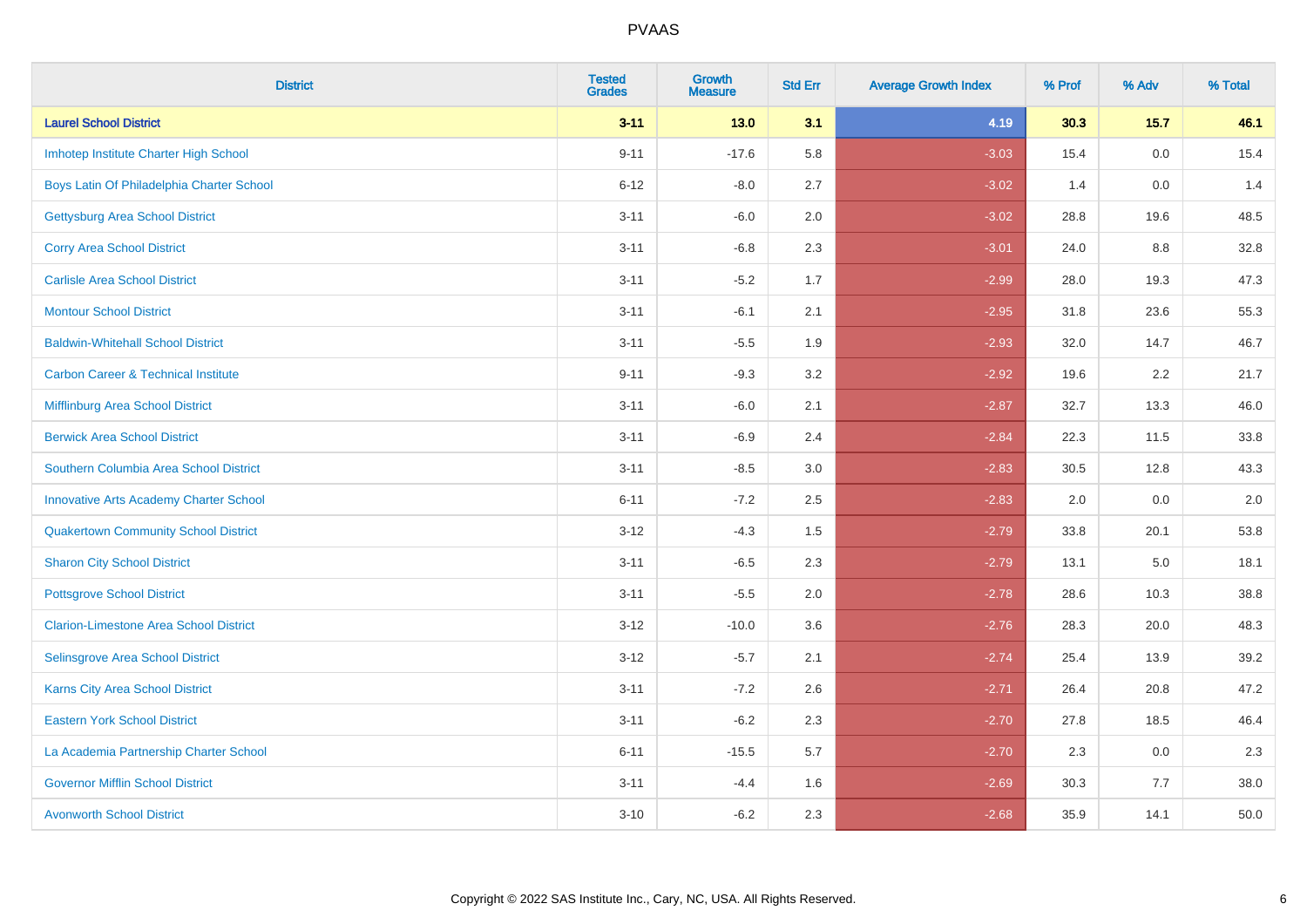# PVAAS

| District | Tested Grades | Growth Measure | Std Err | Average Growth Index | % Prof | % Adv | % Total |
|---|---|---|---|---|---|---|---|
| **Laurel School District** | **3-11** | **13.0** | **3.1** | **4.19** | **30.3** | **15.7** | **46.1** |
| Imhotep Institute Charter High School | 9-11 | -17.6 | 5.8 | -3.03 | 15.4 | 0.0 | 15.4 |
| Boys Latin Of Philadelphia Charter School | 6-12 | -8.0 | 2.7 | -3.02 | 1.4 | 0.0 | 1.4 |
| Gettysburg Area School District | 3-11 | -6.0 | 2.0 | -3.02 | 28.8 | 19.6 | 48.5 |
| Corry Area School District | 3-11 | -6.8 | 2.3 | -3.01 | 24.0 | 8.8 | 32.8 |
| Carlisle Area School District | 3-11 | -5.2 | 1.7 | -2.99 | 28.0 | 19.3 | 47.3 |
| Montour School District | 3-11 | -6.1 | 2.1 | -2.95 | 31.8 | 23.6 | 55.3 |
| Baldwin-Whitehall School District | 3-11 | -5.5 | 1.9 | -2.93 | 32.0 | 14.7 | 46.7 |
| Carbon Career & Technical Institute | 9-11 | -9.3 | 3.2 | -2.92 | 19.6 | 2.2 | 21.7 |
| Mifflinburg Area School District | 3-11 | -6.0 | 2.1 | -2.87 | 32.7 | 13.3 | 46.0 |
| Berwick Area School District | 3-11 | -6.9 | 2.4 | -2.84 | 22.3 | 11.5 | 33.8 |
| Southern Columbia Area School District | 3-11 | -8.5 | 3.0 | -2.83 | 30.5 | 12.8 | 43.3 |
| Innovative Arts Academy Charter School | 6-11 | -7.2 | 2.5 | -2.83 | 2.0 | 0.0 | 2.0 |
| Quakertown Community School District | 3-12 | -4.3 | 1.5 | -2.79 | 33.8 | 20.1 | 53.8 |
| Sharon City School District | 3-11 | -6.5 | 2.3 | -2.79 | 13.1 | 5.0 | 18.1 |
| Pottsgrove School District | 3-11 | -5.5 | 2.0 | -2.78 | 28.6 | 10.3 | 38.8 |
| Clarion-Limestone Area School District | 3-12 | -10.0 | 3.6 | -2.76 | 28.3 | 20.0 | 48.3 |
| Selinsgrove Area School District | 3-12 | -5.7 | 2.1 | -2.74 | 25.4 | 13.9 | 39.2 |
| Karns City Area School District | 3-11 | -7.2 | 2.6 | -2.71 | 26.4 | 20.8 | 47.2 |
| Eastern York School District | 3-11 | -6.2 | 2.3 | -2.70 | 27.8 | 18.5 | 46.4 |
| La Academia Partnership Charter School | 6-11 | -15.5 | 5.7 | -2.70 | 2.3 | 0.0 | 2.3 |
| Governor Mifflin School District | 3-11 | -4.4 | 1.6 | -2.69 | 30.3 | 7.7 | 38.0 |
| Avonworth School District | 3-10 | -6.2 | 2.3 | -2.68 | 35.9 | 14.1 | 50.0 |

Copyright © 2022 SAS Institute Inc., Cary, NC, USA. All Rights Reserved.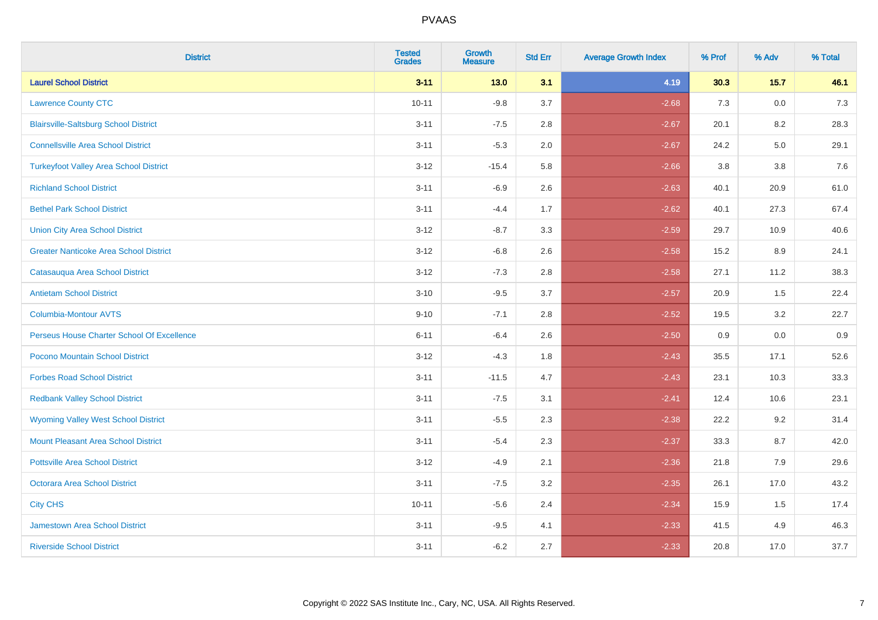# PVAAS

| District | Tested Grades | Growth Measure | Std Err | Average Growth Index | % Prof | % Adv | % Total |
|---|---|---|---|---|---|---|---|
| **Laurel School District** | **3-11** | **13.0** | **3.1** | **4.19** | **30.3** | **15.7** | **46.1** |
| Lawrence County CTC | 10-11 | -9.8 | 3.7 | -2.68 | 7.3 | 0.0 | 7.3 |
| Blairsville-Saltsburg School District | 3-11 | -7.5 | 2.8 | -2.67 | 20.1 | 8.2 | 28.3 |
| Connellsville Area School District | 3-11 | -5.3 | 2.0 | -2.67 | 24.2 | 5.0 | 29.1 |
| Turkeyfoot Valley Area School District | 3-12 | -15.4 | 5.8 | -2.66 | 3.8 | 3.8 | 7.6 |
| Richland School District | 3-11 | -6.9 | 2.6 | -2.63 | 40.1 | 20.9 | 61.0 |
| Bethel Park School District | 3-11 | -4.4 | 1.7 | -2.62 | 40.1 | 27.3 | 67.4 |
| Union City Area School District | 3-12 | -8.7 | 3.3 | -2.59 | 29.7 | 10.9 | 40.6 |
| Greater Nanticoke Area School District | 3-12 | -6.8 | 2.6 | -2.58 | 15.2 | 8.9 | 24.1 |
| Catasauqua Area School District | 3-12 | -7.3 | 2.8 | -2.58 | 27.1 | 11.2 | 38.3 |
| Antietam School District | 3-10 | -9.5 | 3.7 | -2.57 | 20.9 | 1.5 | 22.4 |
| Columbia-Montour AVTS | 9-10 | -7.1 | 2.8 | -2.52 | 19.5 | 3.2 | 22.7 |
| Perseus House Charter School Of Excellence | 6-11 | -6.4 | 2.6 | -2.50 | 0.9 | 0.0 | 0.9 |
| Pocono Mountain School District | 3-12 | -4.3 | 1.8 | -2.43 | 35.5 | 17.1 | 52.6 |
| Forbes Road School District | 3-11 | -11.5 | 4.7 | -2.43 | 23.1 | 10.3 | 33.3 |
| Redbank Valley School District | 3-11 | -7.5 | 3.1 | -2.41 | 12.4 | 10.6 | 23.1 |
| Wyoming Valley West School District | 3-11 | -5.5 | 2.3 | -2.38 | 22.2 | 9.2 | 31.4 |
| Mount Pleasant Area School District | 3-11 | -5.4 | 2.3 | -2.37 | 33.3 | 8.7 | 42.0 |
| Pottsville Area School District | 3-12 | -4.9 | 2.1 | -2.36 | 21.8 | 7.9 | 29.6 |
| Octorara Area School District | 3-11 | -7.5 | 3.2 | -2.35 | 26.1 | 17.0 | 43.2 |
| City CHS | 10-11 | -5.6 | 2.4 | -2.34 | 15.9 | 1.5 | 17.4 |
| Jamestown Area School District | 3-11 | -9.5 | 4.1 | -2.33 | 41.5 | 4.9 | 46.3 |
| Riverside School District | 3-11 | -6.2 | 2.7 | -2.33 | 20.8 | 17.0 | 37.7 |

Copyright © 2022 SAS Institute Inc., Cary, NC, USA. All Rights Reserved.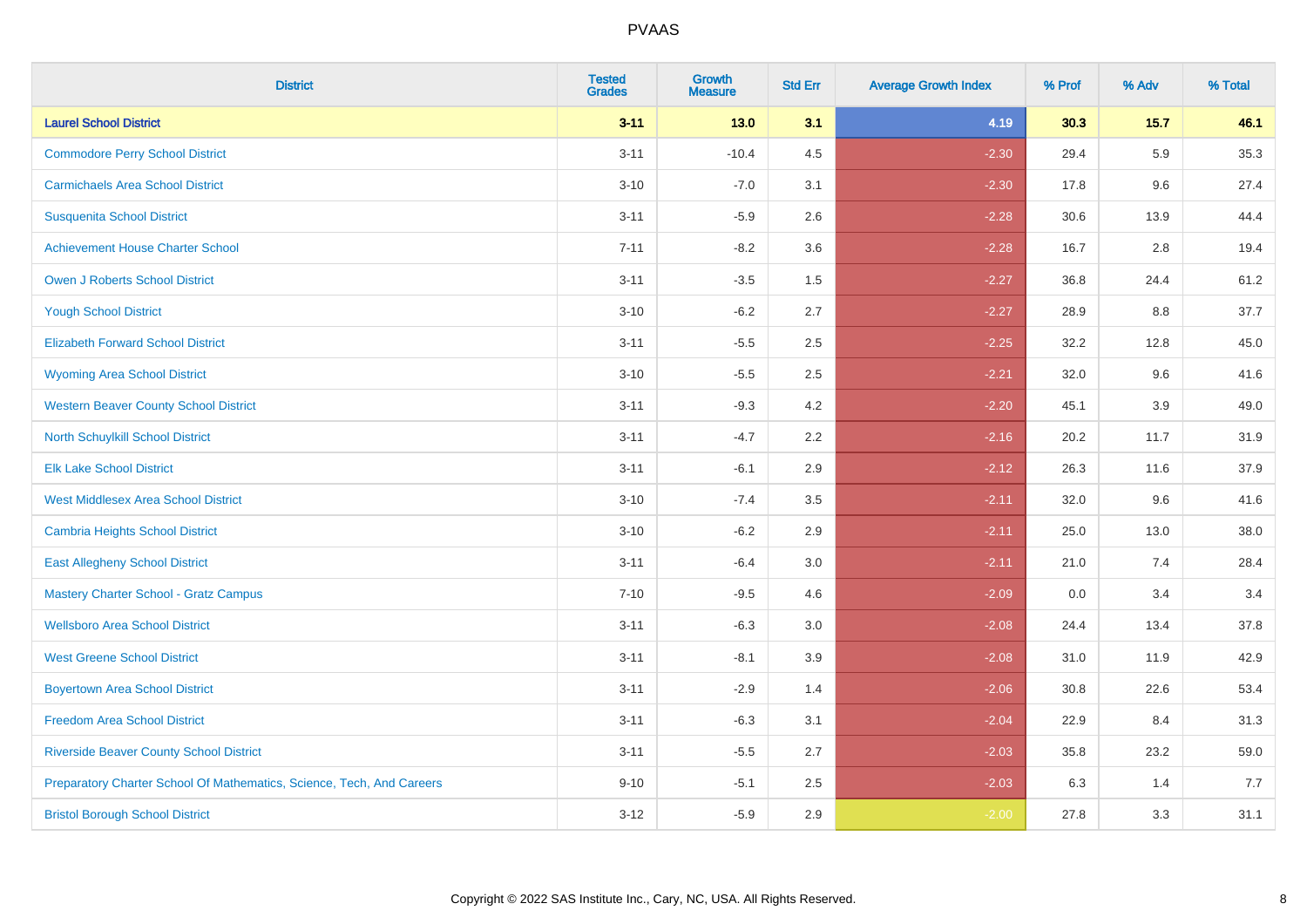| District | Tested Grades | Growth Measure | Std Err | Average Growth Index | % Prof | % Adv | % Total |
|---|---|---|---|---|---|---|---|
| **Laurel School District** | **3-11** | **13.0** | **3.1** | **4.19** | **30.3** | **15.7** | **46.1** |
| Commodore Perry School District | 3-11 | -10.4 | 4.5 | -2.30 | 29.4 | 5.9 | 35.3 |
| Carmichaels Area School District | 3-10 | -7.0 | 3.1 | -2.30 | 17.8 | 9.6 | 27.4 |
| Susquenita School District | 3-11 | -5.9 | 2.6 | -2.28 | 30.6 | 13.9 | 44.4 |
| Achievement House Charter School | 7-11 | -8.2 | 3.6 | -2.28 | 16.7 | 2.8 | 19.4 |
| Owen J Roberts School District | 3-11 | -3.5 | 1.5 | -2.27 | 36.8 | 24.4 | 61.2 |
| Yough School District | 3-10 | -6.2 | 2.7 | -2.27 | 28.9 | 8.8 | 37.7 |
| Elizabeth Forward School District | 3-11 | -5.5 | 2.5 | -2.25 | 32.2 | 12.8 | 45.0 |
| Wyoming Area School District | 3-10 | -5.5 | 2.5 | -2.21 | 32.0 | 9.6 | 41.6 |
| Western Beaver County School District | 3-11 | -9.3 | 4.2 | -2.20 | 45.1 | 3.9 | 49.0 |
| North Schuylkill School District | 3-11 | -4.7 | 2.2 | -2.16 | 20.2 | 11.7 | 31.9 |
| Elk Lake School District | 3-11 | -6.1 | 2.9 | -2.12 | 26.3 | 11.6 | 37.9 |
| West Middlesex Area School District | 3-10 | -7.4 | 3.5 | -2.11 | 32.0 | 9.6 | 41.6 |
| Cambria Heights School District | 3-10 | -6.2 | 2.9 | -2.11 | 25.0 | 13.0 | 38.0 |
| East Allegheny School District | 3-11 | -6.4 | 3.0 | -2.11 | 21.0 | 7.4 | 28.4 |
| Mastery Charter School - Gratz Campus | 7-10 | -9.5 | 4.6 | -2.09 | 0.0 | 3.4 | 3.4 |
| Wellsboro Area School District | 3-11 | -6.3 | 3.0 | -2.08 | 24.4 | 13.4 | 37.8 |
| West Greene School District | 3-11 | -8.1 | 3.9 | -2.08 | 31.0 | 11.9 | 42.9 |
| Boyertown Area School District | 3-11 | -2.9 | 1.4 | -2.06 | 30.8 | 22.6 | 53.4 |
| Freedom Area School District | 3-11 | -6.3 | 3.1 | -2.04 | 22.9 | 8.4 | 31.3 |
| Riverside Beaver County School District | 3-11 | -5.5 | 2.7 | -2.03 | 35.8 | 23.2 | 59.0 |
| Preparatory Charter School Of Mathematics, Science, Tech, And Careers | 9-10 | -5.1 | 2.5 | -2.03 | 6.3 | 1.4 | 7.7 |
| Bristol Borough School District | 3-12 | -5.9 | 2.9 | -2.00 | 27.8 | 3.3 | 31.1 |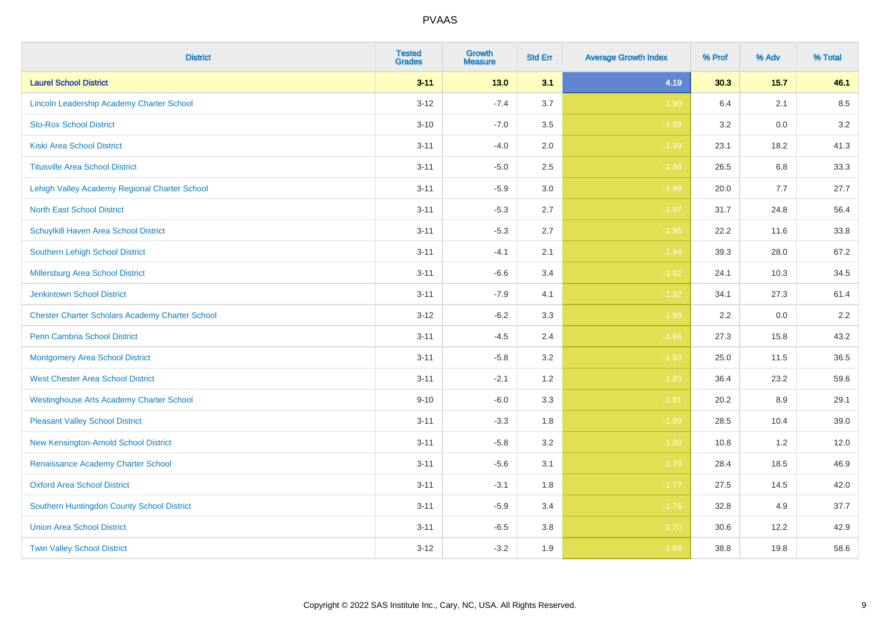# PVAAS

| District | Tested Grades | Growth Measure | Std Err | Average Growth Index | % Prof | % Adv | % Total |
|---|---|---|---|---|---|---|---|
| **Laurel School District** | **3-11** | **13.0** | **3.1** | **4.19** | **30.3** | **15.7** | **46.1** |
| Lincoln Leadership Academy Charter School | 3-12 | -7.4 | 3.7 | -1.99 | 6.4 | 2.1 | 8.5 |
| Sto-Rox School District | 3-10 | -7.0 | 3.5 | -1.99 | 3.2 | 0.0 | 3.2 |
| Kiski Area School District | 3-11 | -4.0 | 2.0 | -1.99 | 23.1 | 18.2 | 41.3 |
| Titusville Area School District | 3-11 | -5.0 | 2.5 | -1.98 | 26.5 | 6.8 | 33.3 |
| Lehigh Valley Academy Regional Charter School | 3-11 | -5.9 | 3.0 | -1.98 | 20.0 | 7.7 | 27.7 |
| North East School District | 3-11 | -5.3 | 2.7 | -1.97 | 31.7 | 24.8 | 56.4 |
| Schuylkill Haven Area School District | 3-11 | -5.3 | 2.7 | -1.96 | 22.2 | 11.6 | 33.8 |
| Southern Lehigh School District | 3-11 | -4.1 | 2.1 | -1.94 | 39.3 | 28.0 | 67.2 |
| Millersburg Area School District | 3-11 | -6.6 | 3.4 | -1.92 | 24.1 | 10.3 | 34.5 |
| Jenkintown School District | 3-11 | -7.9 | 4.1 | -1.92 | 34.1 | 27.3 | 61.4 |
| Chester Charter Scholars Academy Charter School | 3-12 | -6.2 | 3.3 | -1.88 | 2.2 | 0.0 | 2.2 |
| Penn Cambria School District | 3-11 | -4.5 | 2.4 | -1.86 | 27.3 | 15.8 | 43.2 |
| Montgomery Area School District | 3-11 | -5.8 | 3.2 | -1.83 | 25.0 | 11.5 | 36.5 |
| West Chester Area School District | 3-11 | -2.1 | 1.2 | -1.83 | 36.4 | 23.2 | 59.6 |
| Westinghouse Arts Academy Charter School | 9-10 | -6.0 | 3.3 | -1.81 | 20.2 | 8.9 | 29.1 |
| Pleasant Valley School District | 3-11 | -3.3 | 1.8 | -1.80 | 28.5 | 10.4 | 39.0 |
| New Kensington-Arnold School District | 3-11 | -5.8 | 3.2 | -1.80 | 10.8 | 1.2 | 12.0 |
| Renaissance Academy Charter School | 3-11 | -5.6 | 3.1 | -1.79 | 28.4 | 18.5 | 46.9 |
| Oxford Area School District | 3-11 | -3.1 | 1.8 | -1.77 | 27.5 | 14.5 | 42.0 |
| Southern Huntingdon County School District | 3-11 | -5.9 | 3.4 | -1.76 | 32.8 | 4.9 | 37.7 |
| Union Area School District | 3-11 | -6.5 | 3.8 | -1.70 | 30.6 | 12.2 | 42.9 |
| Twin Valley School District | 3-12 | -3.2 | 1.9 | -1.68 | 38.8 | 19.8 | 58.6 |

Copyright © 2022 SAS Institute Inc., Cary, NC, USA. All Rights Reserved.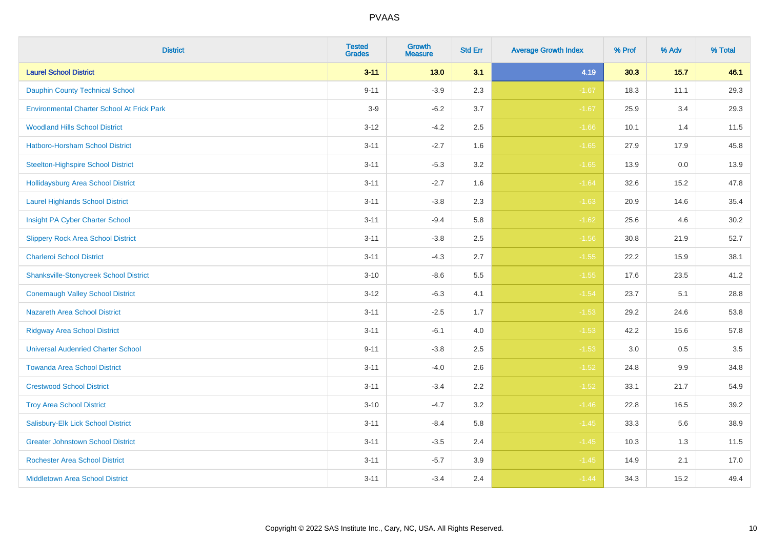| District | Tested Grades | Growth Measure | Std Err | Average Growth Index | % Prof | % Adv | % Total |
|---|---|---|---|---|---|---|---|
| **Laurel School District** | **3-11** | **13.0** | **3.1** | **4.19** | **30.3** | **15.7** | **46.1** |
| Dauphin County Technical School | 9-11 | -3.9 | 2.3 | -1.67 | 18.3 | 11.1 | 29.3 |
| Environmental Charter School At Frick Park | 3-9 | -6.2 | 3.7 | -1.67 | 25.9 | 3.4 | 29.3 |
| Woodland Hills School District | 3-12 | -4.2 | 2.5 | -1.66 | 10.1 | 1.4 | 11.5 |
| Hatboro-Horsham School District | 3-11 | -2.7 | 1.6 | -1.65 | 27.9 | 17.9 | 45.8 |
| Steelton-Highspire School District | 3-11 | -5.3 | 3.2 | -1.65 | 13.9 | 0.0 | 13.9 |
| Hollidaysburg Area School District | 3-11 | -2.7 | 1.6 | -1.64 | 32.6 | 15.2 | 47.8 |
| Laurel Highlands School District | 3-11 | -3.8 | 2.3 | -1.63 | 20.9 | 14.6 | 35.4 |
| Insight PA Cyber Charter School | 3-11 | -9.4 | 5.8 | -1.62 | 25.6 | 4.6 | 30.2 |
| Slippery Rock Area School District | 3-11 | -3.8 | 2.5 | -1.56 | 30.8 | 21.9 | 52.7 |
| Charleroi School District | 3-11 | -4.3 | 2.7 | -1.55 | 22.2 | 15.9 | 38.1 |
| Shanksville-Stonycreek School District | 3-10 | -8.6 | 5.5 | -1.55 | 17.6 | 23.5 | 41.2 |
| Conemaugh Valley School District | 3-12 | -6.3 | 4.1 | -1.54 | 23.7 | 5.1 | 28.8 |
| Nazareth Area School District | 3-11 | -2.5 | 1.7 | -1.53 | 29.2 | 24.6 | 53.8 |
| Ridgway Area School District | 3-11 | -6.1 | 4.0 | -1.53 | 42.2 | 15.6 | 57.8 |
| Universal Audenried Charter School | 9-11 | -3.8 | 2.5 | -1.53 | 3.0 | 0.5 | 3.5 |
| Towanda Area School District | 3-11 | -4.0 | 2.6 | -1.52 | 24.8 | 9.9 | 34.8 |
| Crestwood School District | 3-11 | -3.4 | 2.2 | -1.52 | 33.1 | 21.7 | 54.9 |
| Troy Area School District | 3-10 | -4.7 | 3.2 | -1.46 | 22.8 | 16.5 | 39.2 |
| Salisbury-Elk Lick School District | 3-11 | -8.4 | 5.8 | -1.45 | 33.3 | 5.6 | 38.9 |
| Greater Johnstown School District | 3-11 | -3.5 | 2.4 | -1.45 | 10.3 | 1.3 | 11.5 |
| Rochester Area School District | 3-11 | -5.7 | 3.9 | -1.45 | 14.9 | 2.1 | 17.0 |
| Middletown Area School District | 3-11 | -3.4 | 2.4 | -1.44 | 34.3 | 15.2 | 49.4 |

Copyright © 2022 SAS Institute Inc., Cary, NC, USA. All Rights Reserved.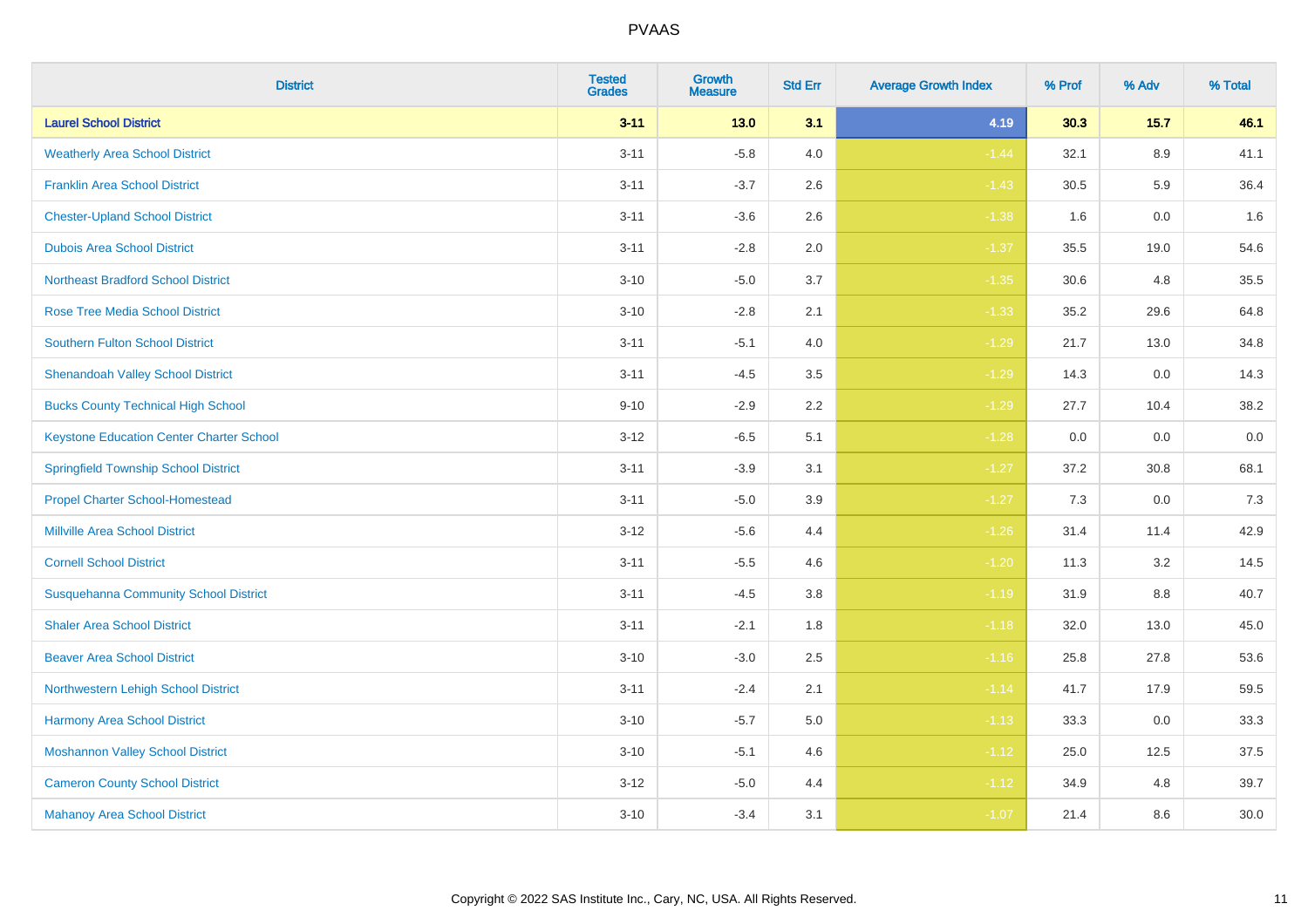| District | Tested Grades | Growth Measure | Std Err | Average Growth Index | % Prof | % Adv | % Total |
|---|---|---|---|---|---|---|---|
| **Laurel School District** | **3-11** | **13.0** | **3.1** | **4.19** | **30.3** | **15.7** | **46.1** |
| Weatherly Area School District | 3-11 | -5.8 | 4.0 | -1.44 | 32.1 | 8.9 | 41.1 |
| Franklin Area School District | 3-11 | -3.7 | 2.6 | -1.43 | 30.5 | 5.9 | 36.4 |
| Chester-Upland School District | 3-11 | -3.6 | 2.6 | -1.38 | 1.6 | 0.0 | 1.6 |
| Dubois Area School District | 3-11 | -2.8 | 2.0 | -1.37 | 35.5 | 19.0 | 54.6 |
| Northeast Bradford School District | 3-10 | -5.0 | 3.7 | -1.35 | 30.6 | 4.8 | 35.5 |
| Rose Tree Media School District | 3-10 | -2.8 | 2.1 | -1.33 | 35.2 | 29.6 | 64.8 |
| Southern Fulton School District | 3-11 | -5.1 | 4.0 | -1.29 | 21.7 | 13.0 | 34.8 |
| Shenandoah Valley School District | 3-11 | -4.5 | 3.5 | -1.29 | 14.3 | 0.0 | 14.3 |
| Bucks County Technical High School | 9-10 | -2.9 | 2.2 | -1.29 | 27.7 | 10.4 | 38.2 |
| Keystone Education Center Charter School | 3-12 | -6.5 | 5.1 | -1.28 | 0.0 | 0.0 | 0.0 |
| Springfield Township School District | 3-11 | -3.9 | 3.1 | -1.27 | 37.2 | 30.8 | 68.1 |
| Propel Charter School-Homestead | 3-11 | -5.0 | 3.9 | -1.27 | 7.3 | 0.0 | 7.3 |
| Millville Area School District | 3-12 | -5.6 | 4.4 | -1.26 | 31.4 | 11.4 | 42.9 |
| Cornell School District | 3-11 | -5.5 | 4.6 | -1.20 | 11.3 | 3.2 | 14.5 |
| Susquehanna Community School District | 3-11 | -4.5 | 3.8 | -1.19 | 31.9 | 8.8 | 40.7 |
| Shaler Area School District | 3-11 | -2.1 | 1.8 | -1.18 | 32.0 | 13.0 | 45.0 |
| Beaver Area School District | 3-10 | -3.0 | 2.5 | -1.16 | 25.8 | 27.8 | 53.6 |
| Northwestern Lehigh School District | 3-11 | -2.4 | 2.1 | -1.14 | 41.7 | 17.9 | 59.5 |
| Harmony Area School District | 3-10 | -5.7 | 5.0 | -1.13 | 33.3 | 0.0 | 33.3 |
| Moshannon Valley School District | 3-10 | -5.1 | 4.6 | -1.12 | 25.0 | 12.5 | 37.5 |
| Cameron County School District | 3-12 | -5.0 | 4.4 | -1.12 | 34.9 | 4.8 | 39.7 |
| Mahanoy Area School District | 3-10 | -3.4 | 3.1 | -1.07 | 21.4 | 8.6 | 30.0 |

Copyright © 2022 SAS Institute Inc., Cary, NC, USA. All Rights Reserved.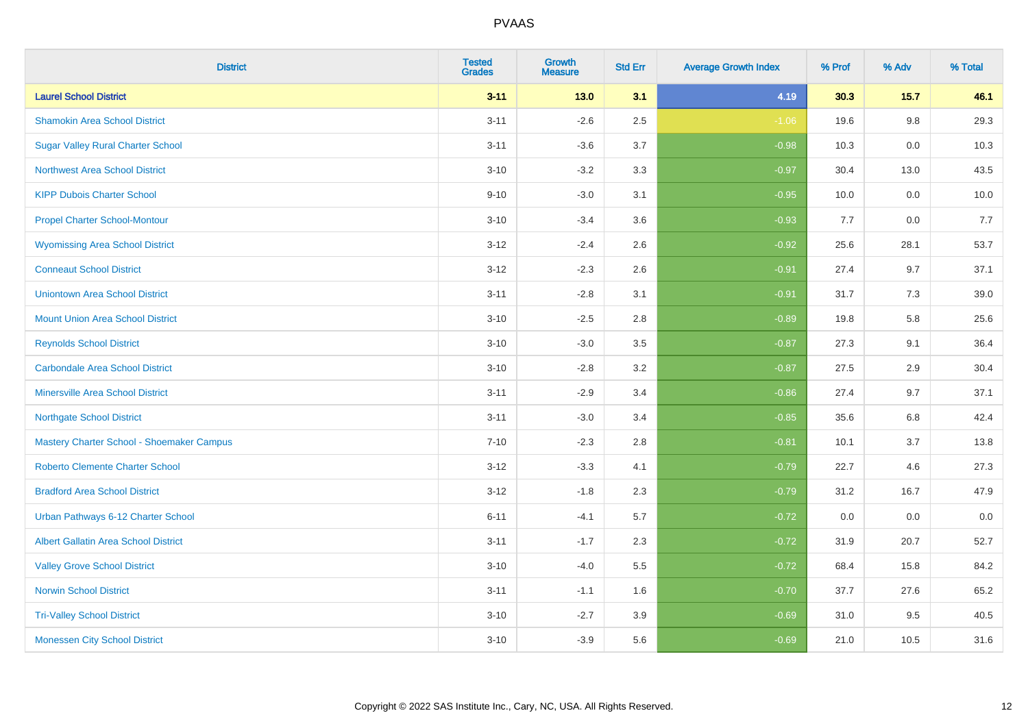| District | Tested Grades | Growth Measure | Std Err | Average Growth Index | % Prof | % Adv | % Total |
|---|---|---|---|---|---|---|---|
| **Laurel School District** | **3-11** | **13.0** | **3.1** | **4.19** | **30.3** | **15.7** | **46.1** |
| Shamokin Area School District | 3-11 | -2.6 | 2.5 | -1.06 | 19.6 | 9.8 | 29.3 |
| Sugar Valley Rural Charter School | 3-11 | -3.6 | 3.7 | -0.98 | 10.3 | 0.0 | 10.3 |
| Northwest Area School District | 3-10 | -3.2 | 3.3 | -0.97 | 30.4 | 13.0 | 43.5 |
| KIPP Dubois Charter School | 9-10 | -3.0 | 3.1 | -0.95 | 10.0 | 0.0 | 10.0 |
| Propel Charter School-Montour | 3-10 | -3.4 | 3.6 | -0.93 | 7.7 | 0.0 | 7.7 |
| Wyomissing Area School District | 3-12 | -2.4 | 2.6 | -0.92 | 25.6 | 28.1 | 53.7 |
| Conneaut School District | 3-12 | -2.3 | 2.6 | -0.91 | 27.4 | 9.7 | 37.1 |
| Uniontown Area School District | 3-11 | -2.8 | 3.1 | -0.91 | 31.7 | 7.3 | 39.0 |
| Mount Union Area School District | 3-10 | -2.5 | 2.8 | -0.89 | 19.8 | 5.8 | 25.6 |
| Reynolds School District | 3-10 | -3.0 | 3.5 | -0.87 | 27.3 | 9.1 | 36.4 |
| Carbondale Area School District | 3-10 | -2.8 | 3.2 | -0.87 | 27.5 | 2.9 | 30.4 |
| Minersville Area School District | 3-11 | -2.9 | 3.4 | -0.86 | 27.4 | 9.7 | 37.1 |
| Northgate School District | 3-11 | -3.0 | 3.4 | -0.85 | 35.6 | 6.8 | 42.4 |
| Mastery Charter School - Shoemaker Campus | 7-10 | -2.3 | 2.8 | -0.81 | 10.1 | 3.7 | 13.8 |
| Roberto Clemente Charter School | 3-12 | -3.3 | 4.1 | -0.79 | 22.7 | 4.6 | 27.3 |
| Bradford Area School District | 3-12 | -1.8 | 2.3 | -0.79 | 31.2 | 16.7 | 47.9 |
| Urban Pathways 6-12 Charter School | 6-11 | -4.1 | 5.7 | -0.72 | 0.0 | 0.0 | 0.0 |
| Albert Gallatin Area School District | 3-11 | -1.7 | 2.3 | -0.72 | 31.9 | 20.7 | 52.7 |
| Valley Grove School District | 3-10 | -4.0 | 5.5 | -0.72 | 68.4 | 15.8 | 84.2 |
| Norwin School District | 3-11 | -1.1 | 1.6 | -0.70 | 37.7 | 27.6 | 65.2 |
| Tri-Valley School District | 3-10 | -2.7 | 3.9 | -0.69 | 31.0 | 9.5 | 40.5 |
| Monessen City School District | 3-10 | -3.9 | 5.6 | -0.69 | 21.0 | 10.5 | 31.6 |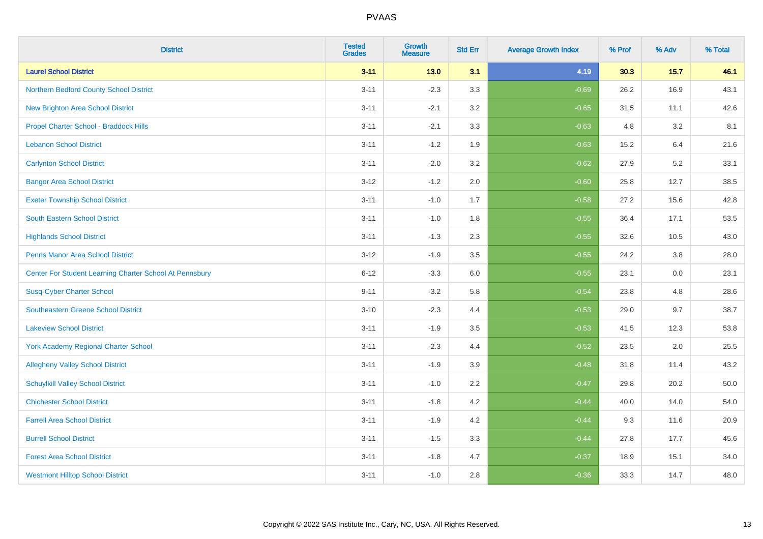# PVAAS

| District | Tested Grades | Growth Measure | Std Err | Average Growth Index | % Prof | % Adv | % Total |
|---|---|---|---|---|---|---|---|
| **Laurel School District** | **3-11** | **13.0** | **3.1** | **4.19** | **30.3** | **15.7** | **46.1** |
| Northern Bedford County School District | 3-11 | -2.3 | 3.3 | -0.69 | 26.2 | 16.9 | 43.1 |
| New Brighton Area School District | 3-11 | -2.1 | 3.2 | -0.65 | 31.5 | 11.1 | 42.6 |
| Propel Charter School - Braddock Hills | 3-11 | -2.1 | 3.3 | -0.63 | 4.8 | 3.2 | 8.1 |
| Lebanon School District | 3-11 | -1.2 | 1.9 | -0.63 | 15.2 | 6.4 | 21.6 |
| Carlynton School District | 3-11 | -2.0 | 3.2 | -0.62 | 27.9 | 5.2 | 33.1 |
| Bangor Area School District | 3-12 | -1.2 | 2.0 | -0.60 | 25.8 | 12.7 | 38.5 |
| Exeter Township School District | 3-11 | -1.0 | 1.7 | -0.58 | 27.2 | 15.6 | 42.8 |
| South Eastern School District | 3-11 | -1.0 | 1.8 | -0.55 | 36.4 | 17.1 | 53.5 |
| Highlands School District | 3-11 | -1.3 | 2.3 | -0.55 | 32.6 | 10.5 | 43.0 |
| Penns Manor Area School District | 3-12 | -1.9 | 3.5 | -0.55 | 24.2 | 3.8 | 28.0 |
| Center For Student Learning Charter School At Pennsbury | 6-12 | -3.3 | 6.0 | -0.55 | 23.1 | 0.0 | 23.1 |
| Susq-Cyber Charter School | 9-11 | -3.2 | 5.8 | -0.54 | 23.8 | 4.8 | 28.6 |
| Southeastern Greene School District | 3-10 | -2.3 | 4.4 | -0.53 | 29.0 | 9.7 | 38.7 |
| Lakeview School District | 3-11 | -1.9 | 3.5 | -0.53 | 41.5 | 12.3 | 53.8 |
| York Academy Regional Charter School | 3-11 | -2.3 | 4.4 | -0.52 | 23.5 | 2.0 | 25.5 |
| Allegheny Valley School District | 3-11 | -1.9 | 3.9 | -0.48 | 31.8 | 11.4 | 43.2 |
| Schuylkill Valley School District | 3-11 | -1.0 | 2.2 | -0.47 | 29.8 | 20.2 | 50.0 |
| Chichester School District | 3-11 | -1.8 | 4.2 | -0.44 | 40.0 | 14.0 | 54.0 |
| Farrell Area School District | 3-11 | -1.9 | 4.2 | -0.44 | 9.3 | 11.6 | 20.9 |
| Burrell School District | 3-11 | -1.5 | 3.3 | -0.44 | 27.8 | 17.7 | 45.6 |
| Forest Area School District | 3-11 | -1.8 | 4.7 | -0.37 | 18.9 | 15.1 | 34.0 |
| Westmont Hilltop School District | 3-11 | -1.0 | 2.8 | -0.36 | 33.3 | 14.7 | 48.0 |

Copyright © 2022 SAS Institute Inc., Cary, NC, USA. All Rights Reserved.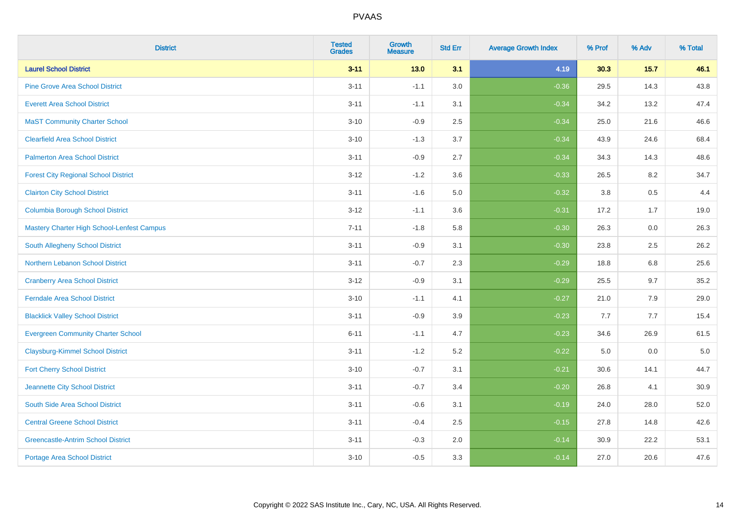| District | Tested Grades | Growth Measure | Std Err | Average Growth Index | % Prof | % Adv | % Total |
|---|---|---|---|---|---|---|---|
| **Laurel School District** | **3-11** | **13.0** | **3.1** | **4.19** | **30.3** | **15.7** | **46.1** |
| Pine Grove Area School District | 3-11 | -1.1 | 3.0 | -0.36 | 29.5 | 14.3 | 43.8 |
| Everett Area School District | 3-11 | -1.1 | 3.1 | -0.34 | 34.2 | 13.2 | 47.4 |
| MaST Community Charter School | 3-10 | -0.9 | 2.5 | -0.34 | 25.0 | 21.6 | 46.6 |
| Clearfield Area School District | 3-10 | -1.3 | 3.7 | -0.34 | 43.9 | 24.6 | 68.4 |
| Palmerton Area School District | 3-11 | -0.9 | 2.7 | -0.34 | 34.3 | 14.3 | 48.6 |
| Forest City Regional School District | 3-12 | -1.2 | 3.6 | -0.33 | 26.5 | 8.2 | 34.7 |
| Clairton City School District | 3-11 | -1.6 | 5.0 | -0.32 | 3.8 | 0.5 | 4.4 |
| Columbia Borough School District | 3-12 | -1.1 | 3.6 | -0.31 | 17.2 | 1.7 | 19.0 |
| Mastery Charter High School-Lenfest Campus | 7-11 | -1.8 | 5.8 | -0.30 | 26.3 | 0.0 | 26.3 |
| South Allegheny School District | 3-11 | -0.9 | 3.1 | -0.30 | 23.8 | 2.5 | 26.2 |
| Northern Lebanon School District | 3-11 | -0.7 | 2.3 | -0.29 | 18.8 | 6.8 | 25.6 |
| Cranberry Area School District | 3-12 | -0.9 | 3.1 | -0.29 | 25.5 | 9.7 | 35.2 |
| Ferndale Area School District | 3-10 | -1.1 | 4.1 | -0.27 | 21.0 | 7.9 | 29.0 |
| Blacklick Valley School District | 3-11 | -0.9 | 3.9 | -0.23 | 7.7 | 7.7 | 15.4 |
| Evergreen Community Charter School | 6-11 | -1.1 | 4.7 | -0.23 | 34.6 | 26.9 | 61.5 |
| Claysburg-Kimmel School District | 3-11 | -1.2 | 5.2 | -0.22 | 5.0 | 0.0 | 5.0 |
| Fort Cherry School District | 3-10 | -0.7 | 3.1 | -0.21 | 30.6 | 14.1 | 44.7 |
| Jeannette City School District | 3-11 | -0.7 | 3.4 | -0.20 | 26.8 | 4.1 | 30.9 |
| South Side Area School District | 3-11 | -0.6 | 3.1 | -0.19 | 24.0 | 28.0 | 52.0 |
| Central Greene School District | 3-11 | -0.4 | 2.5 | -0.15 | 27.8 | 14.8 | 42.6 |
| Greencastle-Antrim School District | 3-11 | -0.3 | 2.0 | -0.14 | 30.9 | 22.2 | 53.1 |
| Portage Area School District | 3-10 | -0.5 | 3.3 | -0.14 | 27.0 | 20.6 | 47.6 |

Copyright © 2022 SAS Institute Inc., Cary, NC, USA. All Rights Reserved.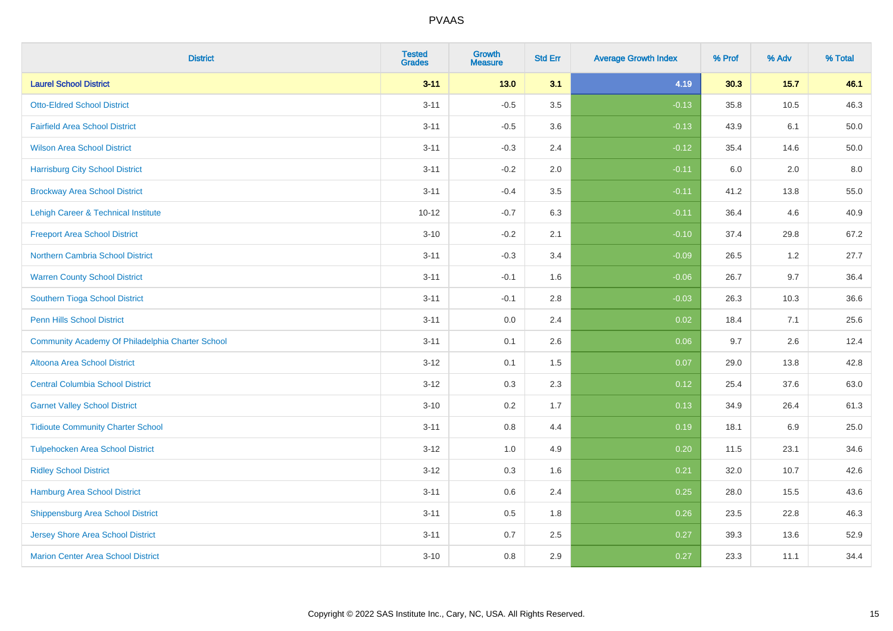# PVAAS

| District | Tested Grades | Growth Measure | Std Err | Average Growth Index | % Prof | % Adv | % Total |
|---|---|---|---|---|---|---|---|
| **Laurel School District** | **3-11** | **13.0** | **3.1** | **4.19** | **30.3** | **15.7** | **46.1** |
| Otto-Eldred School District | 3-11 | -0.5 | 3.5 | -0.13 | 35.8 | 10.5 | 46.3 |
| Fairfield Area School District | 3-11 | -0.5 | 3.6 | -0.13 | 43.9 | 6.1 | 50.0 |
| Wilson Area School District | 3-11 | -0.3 | 2.4 | -0.12 | 35.4 | 14.6 | 50.0 |
| Harrisburg City School District | 3-11 | -0.2 | 2.0 | -0.11 | 6.0 | 2.0 | 8.0 |
| Brockway Area School District | 3-11 | -0.4 | 3.5 | -0.11 | 41.2 | 13.8 | 55.0 |
| Lehigh Career & Technical Institute | 10-12 | -0.7 | 6.3 | -0.11 | 36.4 | 4.6 | 40.9 |
| Freeport Area School District | 3-10 | -0.2 | 2.1 | -0.10 | 37.4 | 29.8 | 67.2 |
| Northern Cambria School District | 3-11 | -0.3 | 3.4 | -0.09 | 26.5 | 1.2 | 27.7 |
| Warren County School District | 3-11 | -0.1 | 1.6 | -0.06 | 26.7 | 9.7 | 36.4 |
| Southern Tioga School District | 3-11 | -0.1 | 2.8 | -0.03 | 26.3 | 10.3 | 36.6 |
| Penn Hills School District | 3-11 | 0.0 | 2.4 | 0.02 | 18.4 | 7.1 | 25.6 |
| Community Academy Of Philadelphia Charter School | 3-11 | 0.1 | 2.6 | 0.06 | 9.7 | 2.6 | 12.4 |
| Altoona Area School District | 3-12 | 0.1 | 1.5 | 0.07 | 29.0 | 13.8 | 42.8 |
| Central Columbia School District | 3-12 | 0.3 | 2.3 | 0.12 | 25.4 | 37.6 | 63.0 |
| Garnet Valley School District | 3-10 | 0.2 | 1.7 | 0.13 | 34.9 | 26.4 | 61.3 |
| Tidioute Community Charter School | 3-11 | 0.8 | 4.4 | 0.19 | 18.1 | 6.9 | 25.0 |
| Tulpehocken Area School District | 3-12 | 1.0 | 4.9 | 0.20 | 11.5 | 23.1 | 34.6 |
| Ridley School District | 3-12 | 0.3 | 1.6 | 0.21 | 32.0 | 10.7 | 42.6 |
| Hamburg Area School District | 3-11 | 0.6 | 2.4 | 0.25 | 28.0 | 15.5 | 43.6 |
| Shippensburg Area School District | 3-11 | 0.5 | 1.8 | 0.26 | 23.5 | 22.8 | 46.3 |
| Jersey Shore Area School District | 3-11 | 0.7 | 2.5 | 0.27 | 39.3 | 13.6 | 52.9 |
| Marion Center Area School District | 3-10 | 0.8 | 2.9 | 0.27 | 23.3 | 11.1 | 34.4 |

Copyright © 2022 SAS Institute Inc., Cary, NC, USA. All Rights Reserved.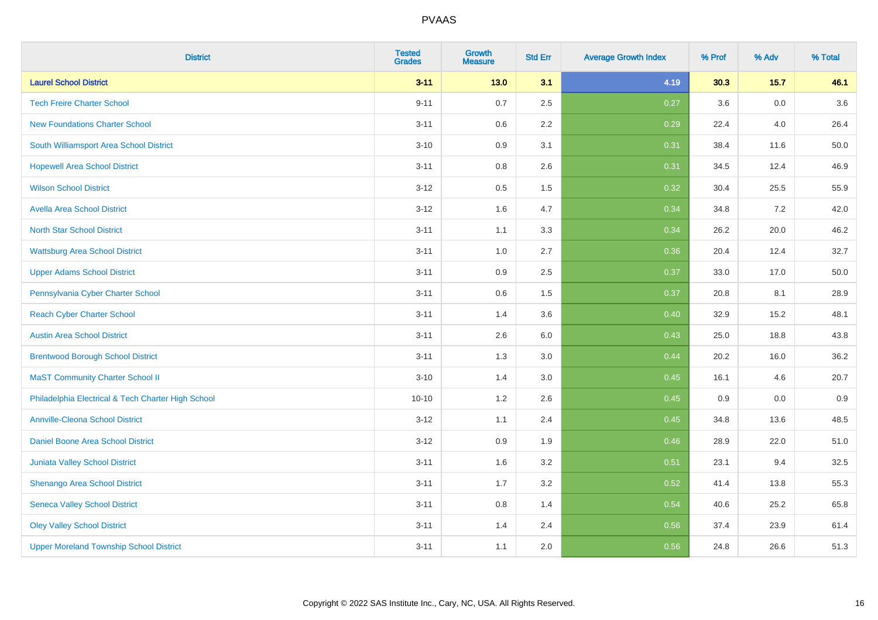# PVAAS

| District | Tested Grades | Growth Measure | Std Err | Average Growth Index | % Prof | % Adv | % Total |
|---|---|---|---|---|---|---|---|
| **Laurel School District** | **3-11** | **13.0** | **3.1** | **4.19** | **30.3** | **15.7** | **46.1** |
| Tech Freire Charter School | 9-11 | 0.7 | 2.5 | 0.27 | 3.6 | 0.0 | 3.6 |
| New Foundations Charter School | 3-11 | 0.6 | 2.2 | 0.29 | 22.4 | 4.0 | 26.4 |
| South Williamsport Area School District | 3-10 | 0.9 | 3.1 | 0.31 | 38.4 | 11.6 | 50.0 |
| Hopewell Area School District | 3-11 | 0.8 | 2.6 | 0.31 | 34.5 | 12.4 | 46.9 |
| Wilson School District | 3-12 | 0.5 | 1.5 | 0.32 | 30.4 | 25.5 | 55.9 |
| Avella Area School District | 3-12 | 1.6 | 4.7 | 0.34 | 34.8 | 7.2 | 42.0 |
| North Star School District | 3-11 | 1.1 | 3.3 | 0.34 | 26.2 | 20.0 | 46.2 |
| Wattsburg Area School District | 3-11 | 1.0 | 2.7 | 0.36 | 20.4 | 12.4 | 32.7 |
| Upper Adams School District | 3-11 | 0.9 | 2.5 | 0.37 | 33.0 | 17.0 | 50.0 |
| Pennsylvania Cyber Charter School | 3-11 | 0.6 | 1.5 | 0.37 | 20.8 | 8.1 | 28.9 |
| Reach Cyber Charter School | 3-11 | 1.4 | 3.6 | 0.40 | 32.9 | 15.2 | 48.1 |
| Austin Area School District | 3-11 | 2.6 | 6.0 | 0.43 | 25.0 | 18.8 | 43.8 |
| Brentwood Borough School District | 3-11 | 1.3 | 3.0 | 0.44 | 20.2 | 16.0 | 36.2 |
| MaST Community Charter School II | 3-10 | 1.4 | 3.0 | 0.45 | 16.1 | 4.6 | 20.7 |
| Philadelphia Electrical & Tech Charter High School | 10-10 | 1.2 | 2.6 | 0.45 | 0.9 | 0.0 | 0.9 |
| Annville-Cleona School District | 3-12 | 1.1 | 2.4 | 0.45 | 34.8 | 13.6 | 48.5 |
| Daniel Boone Area School District | 3-12 | 0.9 | 1.9 | 0.46 | 28.9 | 22.0 | 51.0 |
| Juniata Valley School District | 3-11 | 1.6 | 3.2 | 0.51 | 23.1 | 9.4 | 32.5 |
| Shenango Area School District | 3-11 | 1.7 | 3.2 | 0.52 | 41.4 | 13.8 | 55.3 |
| Seneca Valley School District | 3-11 | 0.8 | 1.4 | 0.54 | 40.6 | 25.2 | 65.8 |
| Oley Valley School District | 3-11 | 1.4 | 2.4 | 0.56 | 37.4 | 23.9 | 61.4 |
| Upper Moreland Township School District | 3-11 | 1.1 | 2.0 | 0.56 | 24.8 | 26.6 | 51.3 |

Copyright © 2022 SAS Institute Inc., Cary, NC, USA. All Rights Reserved.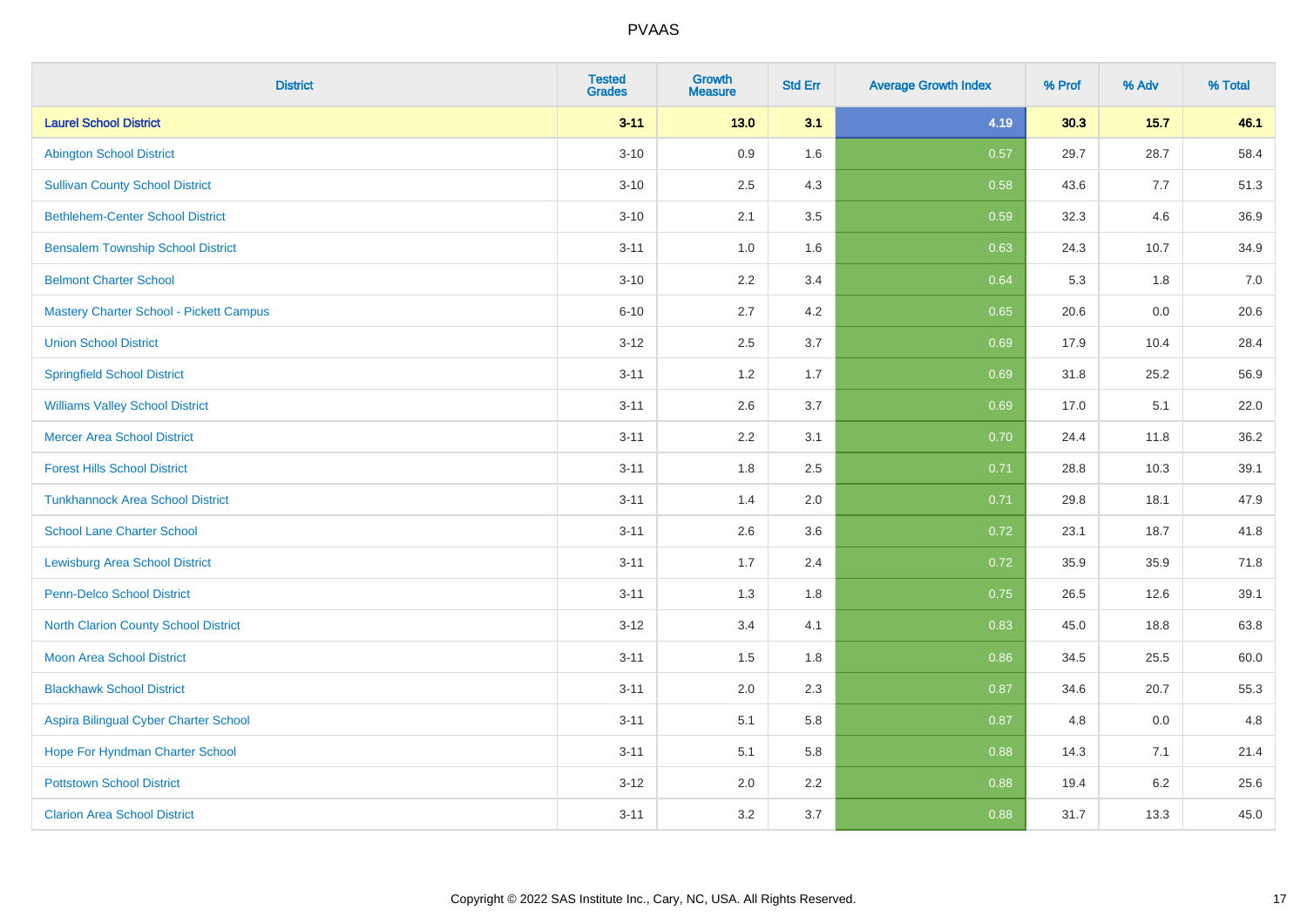| District | Tested Grades | Growth Measure | Std Err | Average Growth Index | % Prof | % Adv | % Total |
|---|---|---|---|---|---|---|---|
| **Laurel School District** | **3-11** | **13.0** | **3.1** | **4.19** | **30.3** | **15.7** | **46.1** |
| Abington School District | 3-10 | 0.9 | 1.6 | 0.57 | 29.7 | 28.7 | 58.4 |
| Sullivan County School District | 3-10 | 2.5 | 4.3 | 0.58 | 43.6 | 7.7 | 51.3 |
| Bethlehem-Center School District | 3-10 | 2.1 | 3.5 | 0.59 | 32.3 | 4.6 | 36.9 |
| Bensalem Township School District | 3-11 | 1.0 | 1.6 | 0.63 | 24.3 | 10.7 | 34.9 |
| Belmont Charter School | 3-10 | 2.2 | 3.4 | 0.64 | 5.3 | 1.8 | 7.0 |
| Mastery Charter School - Pickett Campus | 6-10 | 2.7 | 4.2 | 0.65 | 20.6 | 0.0 | 20.6 |
| Union School District | 3-12 | 2.5 | 3.7 | 0.69 | 17.9 | 10.4 | 28.4 |
| Springfield School District | 3-11 | 1.2 | 1.7 | 0.69 | 31.8 | 25.2 | 56.9 |
| Williams Valley School District | 3-11 | 2.6 | 3.7 | 0.69 | 17.0 | 5.1 | 22.0 |
| Mercer Area School District | 3-11 | 2.2 | 3.1 | 0.70 | 24.4 | 11.8 | 36.2 |
| Forest Hills School District | 3-11 | 1.8 | 2.5 | 0.71 | 28.8 | 10.3 | 39.1 |
| Tunkhannock Area School District | 3-11 | 1.4 | 2.0 | 0.71 | 29.8 | 18.1 | 47.9 |
| School Lane Charter School | 3-11 | 2.6 | 3.6 | 0.72 | 23.1 | 18.7 | 41.8 |
| Lewisburg Area School District | 3-11 | 1.7 | 2.4 | 0.72 | 35.9 | 35.9 | 71.8 |
| Penn-Delco School District | 3-11 | 1.3 | 1.8 | 0.75 | 26.5 | 12.6 | 39.1 |
| North Clarion County School District | 3-12 | 3.4 | 4.1 | 0.83 | 45.0 | 18.8 | 63.8 |
| Moon Area School District | 3-11 | 1.5 | 1.8 | 0.86 | 34.5 | 25.5 | 60.0 |
| Blackhawk School District | 3-11 | 2.0 | 2.3 | 0.87 | 34.6 | 20.7 | 55.3 |
| Aspira Bilingual Cyber Charter School | 3-11 | 5.1 | 5.8 | 0.87 | 4.8 | 0.0 | 4.8 |
| Hope For Hyndman Charter School | 3-11 | 5.1 | 5.8 | 0.88 | 14.3 | 7.1 | 21.4 |
| Pottstown School District | 3-12 | 2.0 | 2.2 | 0.88 | 19.4 | 6.2 | 25.6 |
| Clarion Area School District | 3-11 | 3.2 | 3.7 | 0.88 | 31.7 | 13.3 | 45.0 |

Copyright © 2022 SAS Institute Inc., Cary, NC, USA. All Rights Reserved.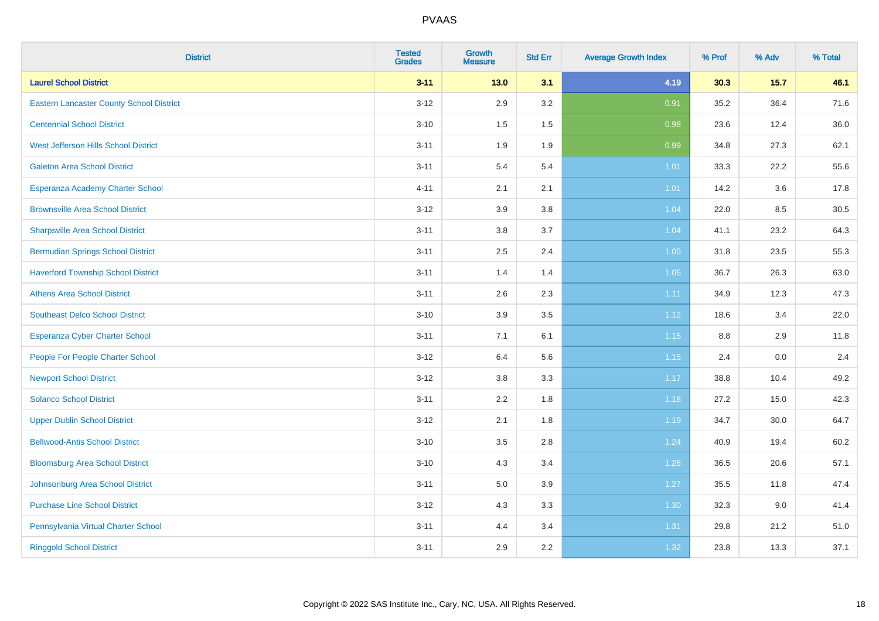| District | Tested Grades | Growth Measure | Std Err | Average Growth Index | % Prof | % Adv | % Total |
|---|---|---|---|---|---|---|---|
| **Laurel School District** | **3-11** | **13.0** | **3.1** | **4.19** | **30.3** | **15.7** | **46.1** |
| Eastern Lancaster County School District | 3-12 | 2.9 | 3.2 | 0.91 | 35.2 | 36.4 | 71.6 |
| Centennial School District | 3-10 | 1.5 | 1.5 | 0.98 | 23.6 | 12.4 | 36.0 |
| West Jefferson Hills School District | 3-11 | 1.9 | 1.9 | 0.99 | 34.8 | 27.3 | 62.1 |
| Galeton Area School District | 3-11 | 5.4 | 5.4 | 1.01 | 33.3 | 22.2 | 55.6 |
| Esperanza Academy Charter School | 4-11 | 2.1 | 2.1 | 1.01 | 14.2 | 3.6 | 17.8 |
| Brownsville Area School District | 3-12 | 3.9 | 3.8 | 1.04 | 22.0 | 8.5 | 30.5 |
| Sharpsville Area School District | 3-11 | 3.8 | 3.7 | 1.04 | 41.1 | 23.2 | 64.3 |
| Bermudian Springs School District | 3-11 | 2.5 | 2.4 | 1.05 | 31.8 | 23.5 | 55.3 |
| Haverford Township School District | 3-11 | 1.4 | 1.4 | 1.05 | 36.7 | 26.3 | 63.0 |
| Athens Area School District | 3-11 | 2.6 | 2.3 | 1.11 | 34.9 | 12.3 | 47.3 |
| Southeast Delco School District | 3-10 | 3.9 | 3.5 | 1.12 | 18.6 | 3.4 | 22.0 |
| Esperanza Cyber Charter School | 3-11 | 7.1 | 6.1 | 1.15 | 8.8 | 2.9 | 11.8 |
| People For People Charter School | 3-12 | 6.4 | 5.6 | 1.15 | 2.4 | 0.0 | 2.4 |
| Newport School District | 3-12 | 3.8 | 3.3 | 1.17 | 38.8 | 10.4 | 49.2 |
| Solanco School District | 3-11 | 2.2 | 1.8 | 1.18 | 27.2 | 15.0 | 42.3 |
| Upper Dublin School District | 3-12 | 2.1 | 1.8 | 1.19 | 34.7 | 30.0 | 64.7 |
| Bellwood-Antis School District | 3-10 | 3.5 | 2.8 | 1.24 | 40.9 | 19.4 | 60.2 |
| Bloomsburg Area School District | 3-10 | 4.3 | 3.4 | 1.26 | 36.5 | 20.6 | 57.1 |
| Johnsonburg Area School District | 3-11 | 5.0 | 3.9 | 1.27 | 35.5 | 11.8 | 47.4 |
| Purchase Line School District | 3-12 | 4.3 | 3.3 | 1.30 | 32.3 | 9.0 | 41.4 |
| Pennsylvania Virtual Charter School | 3-11 | 4.4 | 3.4 | 1.31 | 29.8 | 21.2 | 51.0 |
| Ringgold School District | 3-11 | 2.9 | 2.2 | 1.32 | 23.8 | 13.3 | 37.1 |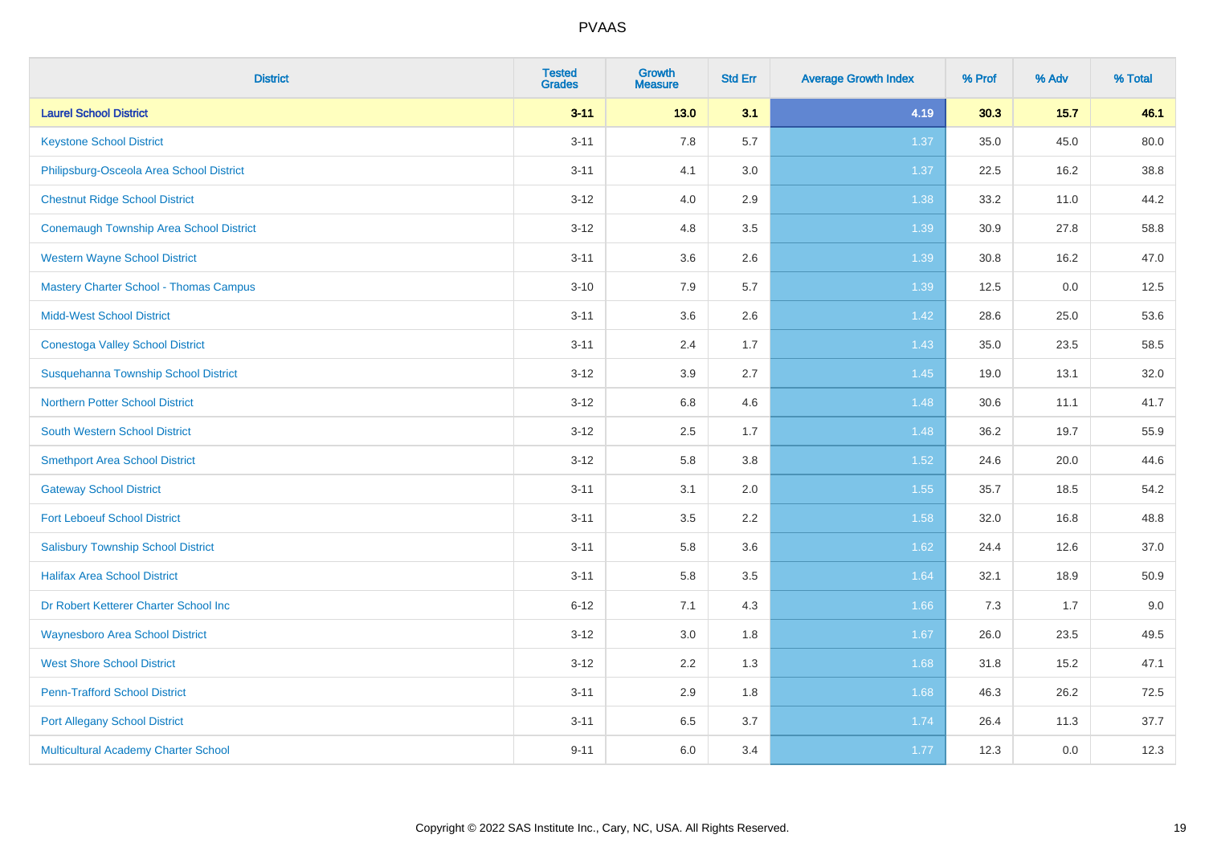| District | Tested Grades | Growth Measure | Std Err | Average Growth Index | % Prof | % Adv | % Total |
|---|---|---|---|---|---|---|---|
| **Laurel School District** | **3-11** | **13.0** | **3.1** | **4.19** | **30.3** | **15.7** | **46.1** |
| Keystone School District | 3-11 | 7.8 | 5.7 | 1.37 | 35.0 | 45.0 | 80.0 |
| Philipsburg-Osceola Area School District | 3-11 | 4.1 | 3.0 | 1.37 | 22.5 | 16.2 | 38.8 |
| Chestnut Ridge School District | 3-12 | 4.0 | 2.9 | 1.38 | 33.2 | 11.0 | 44.2 |
| Conemaugh Township Area School District | 3-12 | 4.8 | 3.5 | 1.39 | 30.9 | 27.8 | 58.8 |
| Western Wayne School District | 3-11 | 3.6 | 2.6 | 1.39 | 30.8 | 16.2 | 47.0 |
| Mastery Charter School - Thomas Campus | 3-10 | 7.9 | 5.7 | 1.39 | 12.5 | 0.0 | 12.5 |
| Midd-West School District | 3-11 | 3.6 | 2.6 | 1.42 | 28.6 | 25.0 | 53.6 |
| Conestoga Valley School District | 3-11 | 2.4 | 1.7 | 1.43 | 35.0 | 23.5 | 58.5 |
| Susquehanna Township School District | 3-12 | 3.9 | 2.7 | 1.45 | 19.0 | 13.1 | 32.0 |
| Northern Potter School District | 3-12 | 6.8 | 4.6 | 1.48 | 30.6 | 11.1 | 41.7 |
| South Western School District | 3-12 | 2.5 | 1.7 | 1.48 | 36.2 | 19.7 | 55.9 |
| Smethport Area School District | 3-12 | 5.8 | 3.8 | 1.52 | 24.6 | 20.0 | 44.6 |
| Gateway School District | 3-11 | 3.1 | 2.0 | 1.55 | 35.7 | 18.5 | 54.2 |
| Fort Leboeuf School District | 3-11 | 3.5 | 2.2 | 1.58 | 32.0 | 16.8 | 48.8 |
| Salisbury Township School District | 3-11 | 5.8 | 3.6 | 1.62 | 24.4 | 12.6 | 37.0 |
| Halifax Area School District | 3-11 | 5.8 | 3.5 | 1.64 | 32.1 | 18.9 | 50.9 |
| Dr Robert Ketterer Charter School Inc | 6-12 | 7.1 | 4.3 | 1.66 | 7.3 | 1.7 | 9.0 |
| Waynesboro Area School District | 3-12 | 3.0 | 1.8 | 1.67 | 26.0 | 23.5 | 49.5 |
| West Shore School District | 3-12 | 2.2 | 1.3 | 1.68 | 31.8 | 15.2 | 47.1 |
| Penn-Trafford School District | 3-11 | 2.9 | 1.8 | 1.68 | 46.3 | 26.2 | 72.5 |
| Port Allegany School District | 3-11 | 6.5 | 3.7 | 1.74 | 26.4 | 11.3 | 37.7 |
| Multicultural Academy Charter School | 9-11 | 6.0 | 3.4 | 1.77 | 12.3 | 0.0 | 12.3 |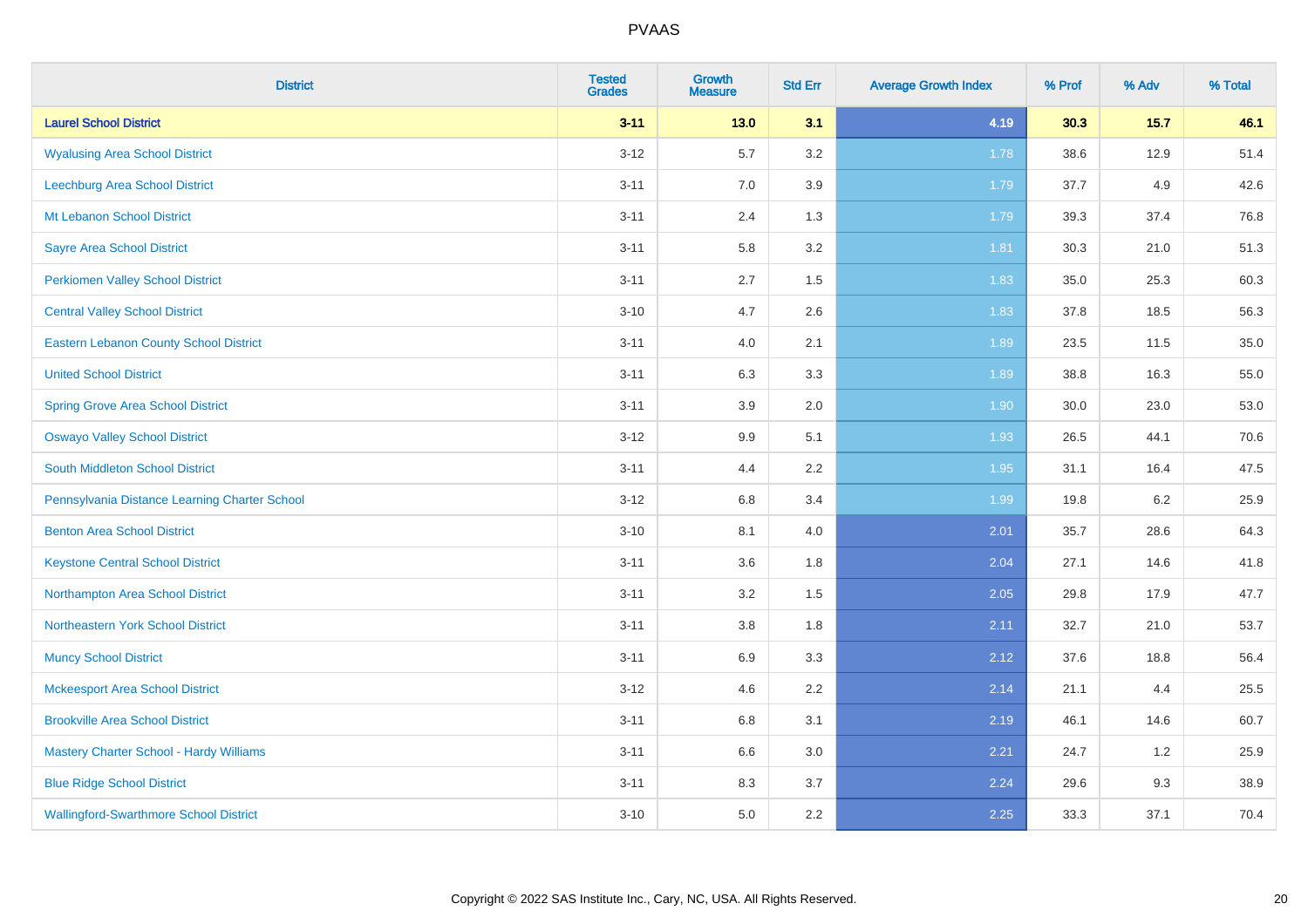| District | Tested Grades | Growth Measure | Std Err | Average Growth Index | % Prof | % Adv | % Total |
|---|---|---|---|---|---|---|---|
| **Laurel School District** | **3-11** | **13.0** | **3.1** | **4.19** | **30.3** | **15.7** | **46.1** |
| Wyalusing Area School District | 3-12 | 5.7 | 3.2 | 1.78 | 38.6 | 12.9 | 51.4 |
| Leechburg Area School District | 3-11 | 7.0 | 3.9 | 1.79 | 37.7 | 4.9 | 42.6 |
| Mt Lebanon School District | 3-11 | 2.4 | 1.3 | 1.79 | 39.3 | 37.4 | 76.8 |
| Sayre Area School District | 3-11 | 5.8 | 3.2 | 1.81 | 30.3 | 21.0 | 51.3 |
| Perkiomen Valley School District | 3-11 | 2.7 | 1.5 | 1.83 | 35.0 | 25.3 | 60.3 |
| Central Valley School District | 3-10 | 4.7 | 2.6 | 1.83 | 37.8 | 18.5 | 56.3 |
| Eastern Lebanon County School District | 3-11 | 4.0 | 2.1 | 1.89 | 23.5 | 11.5 | 35.0 |
| United School District | 3-11 | 6.3 | 3.3 | 1.89 | 38.8 | 16.3 | 55.0 |
| Spring Grove Area School District | 3-11 | 3.9 | 2.0 | 1.90 | 30.0 | 23.0 | 53.0 |
| Oswayo Valley School District | 3-12 | 9.9 | 5.1 | 1.93 | 26.5 | 44.1 | 70.6 |
| South Middleton School District | 3-11 | 4.4 | 2.2 | 1.95 | 31.1 | 16.4 | 47.5 |
| Pennsylvania Distance Learning Charter School | 3-12 | 6.8 | 3.4 | 1.99 | 19.8 | 6.2 | 25.9 |
| Benton Area School District | 3-10 | 8.1 | 4.0 | 2.01 | 35.7 | 28.6 | 64.3 |
| Keystone Central School District | 3-11 | 3.6 | 1.8 | 2.04 | 27.1 | 14.6 | 41.8 |
| Northampton Area School District | 3-11 | 3.2 | 1.5 | 2.05 | 29.8 | 17.9 | 47.7 |
| Northeastern York School District | 3-11 | 3.8 | 1.8 | 2.11 | 32.7 | 21.0 | 53.7 |
| Muncy School District | 3-11 | 6.9 | 3.3 | 2.12 | 37.6 | 18.8 | 56.4 |
| Mckeesport Area School District | 3-12 | 4.6 | 2.2 | 2.14 | 21.1 | 4.4 | 25.5 |
| Brookville Area School District | 3-11 | 6.8 | 3.1 | 2.19 | 46.1 | 14.6 | 60.7 |
| Mastery Charter School - Hardy Williams | 3-11 | 6.6 | 3.0 | 2.21 | 24.7 | 1.2 | 25.9 |
| Blue Ridge School District | 3-11 | 8.3 | 3.7 | 2.24 | 29.6 | 9.3 | 38.9 |
| Wallingford-Swarthmore School District | 3-10 | 5.0 | 2.2 | 2.25 | 33.3 | 37.1 | 70.4 |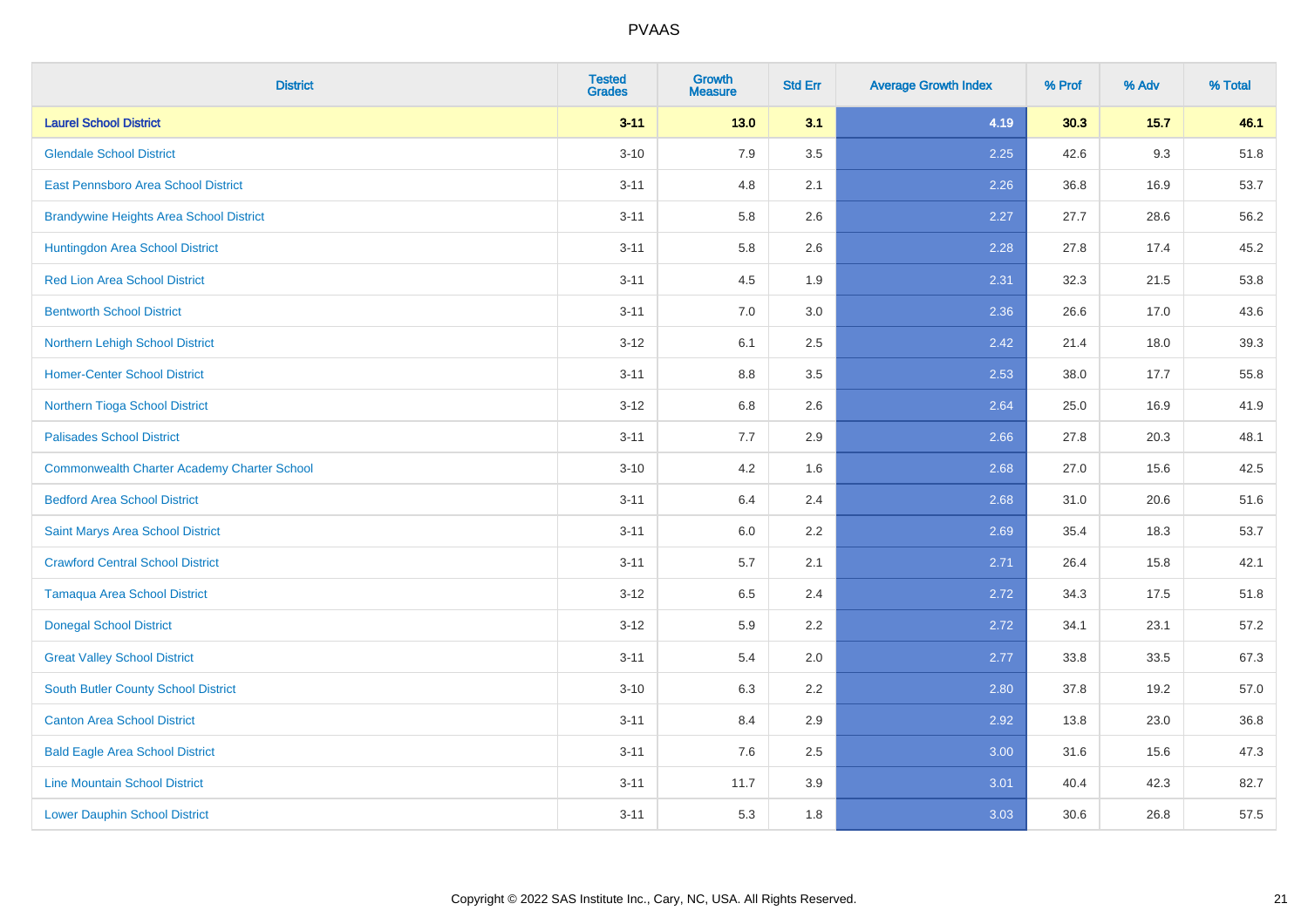PVAAS

| District | Tested Grades | Growth Measure | Std Err | Average Growth Index | % Prof | % Adv | % Total |
|---|---|---|---|---|---|---|---|
| **Laurel School District** | **3-11** | **13.0** | **3.1** | **4.19** | **30.3** | **15.7** | **46.1** |
| Glendale School District | 3-10 | 7.9 | 3.5 | 2.25 | 42.6 | 9.3 | 51.8 |
| East Pennsboro Area School District | 3-11 | 4.8 | 2.1 | 2.26 | 36.8 | 16.9 | 53.7 |
| Brandywine Heights Area School District | 3-11 | 5.8 | 2.6 | 2.27 | 27.7 | 28.6 | 56.2 |
| Huntingdon Area School District | 3-11 | 5.8 | 2.6 | 2.28 | 27.8 | 17.4 | 45.2 |
| Red Lion Area School District | 3-11 | 4.5 | 1.9 | 2.31 | 32.3 | 21.5 | 53.8 |
| Bentworth School District | 3-11 | 7.0 | 3.0 | 2.36 | 26.6 | 17.0 | 43.6 |
| Northern Lehigh School District | 3-12 | 6.1 | 2.5 | 2.42 | 21.4 | 18.0 | 39.3 |
| Homer-Center School District | 3-11 | 8.8 | 3.5 | 2.53 | 38.0 | 17.7 | 55.8 |
| Northern Tioga School District | 3-12 | 6.8 | 2.6 | 2.64 | 25.0 | 16.9 | 41.9 |
| Palisades School District | 3-11 | 7.7 | 2.9 | 2.66 | 27.8 | 20.3 | 48.1 |
| Commonwealth Charter Academy Charter School | 3-10 | 4.2 | 1.6 | 2.68 | 27.0 | 15.6 | 42.5 |
| Bedford Area School District | 3-11 | 6.4 | 2.4 | 2.68 | 31.0 | 20.6 | 51.6 |
| Saint Marys Area School District | 3-11 | 6.0 | 2.2 | 2.69 | 35.4 | 18.3 | 53.7 |
| Crawford Central School District | 3-11 | 5.7 | 2.1 | 2.71 | 26.4 | 15.8 | 42.1 |
| Tamaqua Area School District | 3-12 | 6.5 | 2.4 | 2.72 | 34.3 | 17.5 | 51.8 |
| Donegal School District | 3-12 | 5.9 | 2.2 | 2.72 | 34.1 | 23.1 | 57.2 |
| Great Valley School District | 3-11 | 5.4 | 2.0 | 2.77 | 33.8 | 33.5 | 67.3 |
| South Butler County School District | 3-10 | 6.3 | 2.2 | 2.80 | 37.8 | 19.2 | 57.0 |
| Canton Area School District | 3-11 | 8.4 | 2.9 | 2.92 | 13.8 | 23.0 | 36.8 |
| Bald Eagle Area School District | 3-11 | 7.6 | 2.5 | 3.00 | 31.6 | 15.6 | 47.3 |
| Line Mountain School District | 3-11 | 11.7 | 3.9 | 3.01 | 40.4 | 42.3 | 82.7 |
| Lower Dauphin School District | 3-11 | 5.3 | 1.8 | 3.03 | 30.6 | 26.8 | 57.5 |

Copyright © 2022 SAS Institute Inc., Cary, NC, USA. All Rights Reserved.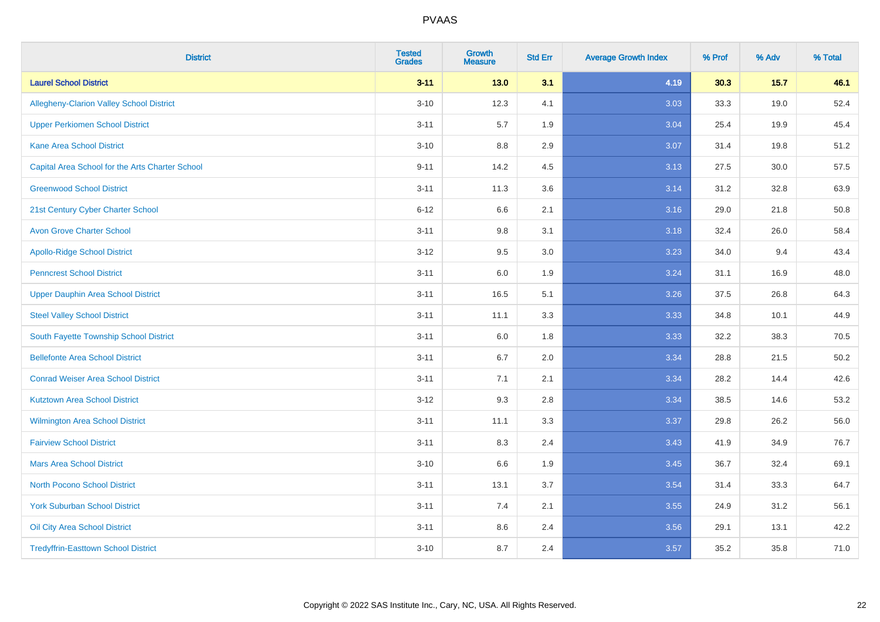| District | Tested Grades | Growth Measure | Std Err | Average Growth Index | % Prof | % Adv | % Total |
|---|---|---|---|---|---|---|---|
| **Laurel School District** | **3-11** | **13.0** | **3.1** | **4.19** | **30.3** | **15.7** | **46.1** |
| Allegheny-Clarion Valley School District | 3-10 | 12.3 | 4.1 | 3.03 | 33.3 | 19.0 | 52.4 |
| Upper Perkiomen School District | 3-11 | 5.7 | 1.9 | 3.04 | 25.4 | 19.9 | 45.4 |
| Kane Area School District | 3-10 | 8.8 | 2.9 | 3.07 | 31.4 | 19.8 | 51.2 |
| Capital Area School for the Arts Charter School | 9-11 | 14.2 | 4.5 | 3.13 | 27.5 | 30.0 | 57.5 |
| Greenwood School District | 3-11 | 11.3 | 3.6 | 3.14 | 31.2 | 32.8 | 63.9 |
| 21st Century Cyber Charter School | 6-12 | 6.6 | 2.1 | 3.16 | 29.0 | 21.8 | 50.8 |
| Avon Grove Charter School | 3-11 | 9.8 | 3.1 | 3.18 | 32.4 | 26.0 | 58.4 |
| Apollo-Ridge School District | 3-12 | 9.5 | 3.0 | 3.23 | 34.0 | 9.4 | 43.4 |
| Penncrest School District | 3-11 | 6.0 | 1.9 | 3.24 | 31.1 | 16.9 | 48.0 |
| Upper Dauphin Area School District | 3-11 | 16.5 | 5.1 | 3.26 | 37.5 | 26.8 | 64.3 |
| Steel Valley School District | 3-11 | 11.1 | 3.3 | 3.33 | 34.8 | 10.1 | 44.9 |
| South Fayette Township School District | 3-11 | 6.0 | 1.8 | 3.33 | 32.2 | 38.3 | 70.5 |
| Bellefonte Area School District | 3-11 | 6.7 | 2.0 | 3.34 | 28.8 | 21.5 | 50.2 |
| Conrad Weiser Area School District | 3-11 | 7.1 | 2.1 | 3.34 | 28.2 | 14.4 | 42.6 |
| Kutztown Area School District | 3-12 | 9.3 | 2.8 | 3.34 | 38.5 | 14.6 | 53.2 |
| Wilmington Area School District | 3-11 | 11.1 | 3.3 | 3.37 | 29.8 | 26.2 | 56.0 |
| Fairview School District | 3-11 | 8.3 | 2.4 | 3.43 | 41.9 | 34.9 | 76.7 |
| Mars Area School District | 3-10 | 6.6 | 1.9 | 3.45 | 36.7 | 32.4 | 69.1 |
| North Pocono School District | 3-11 | 13.1 | 3.7 | 3.54 | 31.4 | 33.3 | 64.7 |
| York Suburban School District | 3-11 | 7.4 | 2.1 | 3.55 | 24.9 | 31.2 | 56.1 |
| Oil City Area School District | 3-11 | 8.6 | 2.4 | 3.56 | 29.1 | 13.1 | 42.2 |
| Tredyffrin-Easttown School District | 3-10 | 8.7 | 2.4 | 3.57 | 35.2 | 35.8 | 71.0 |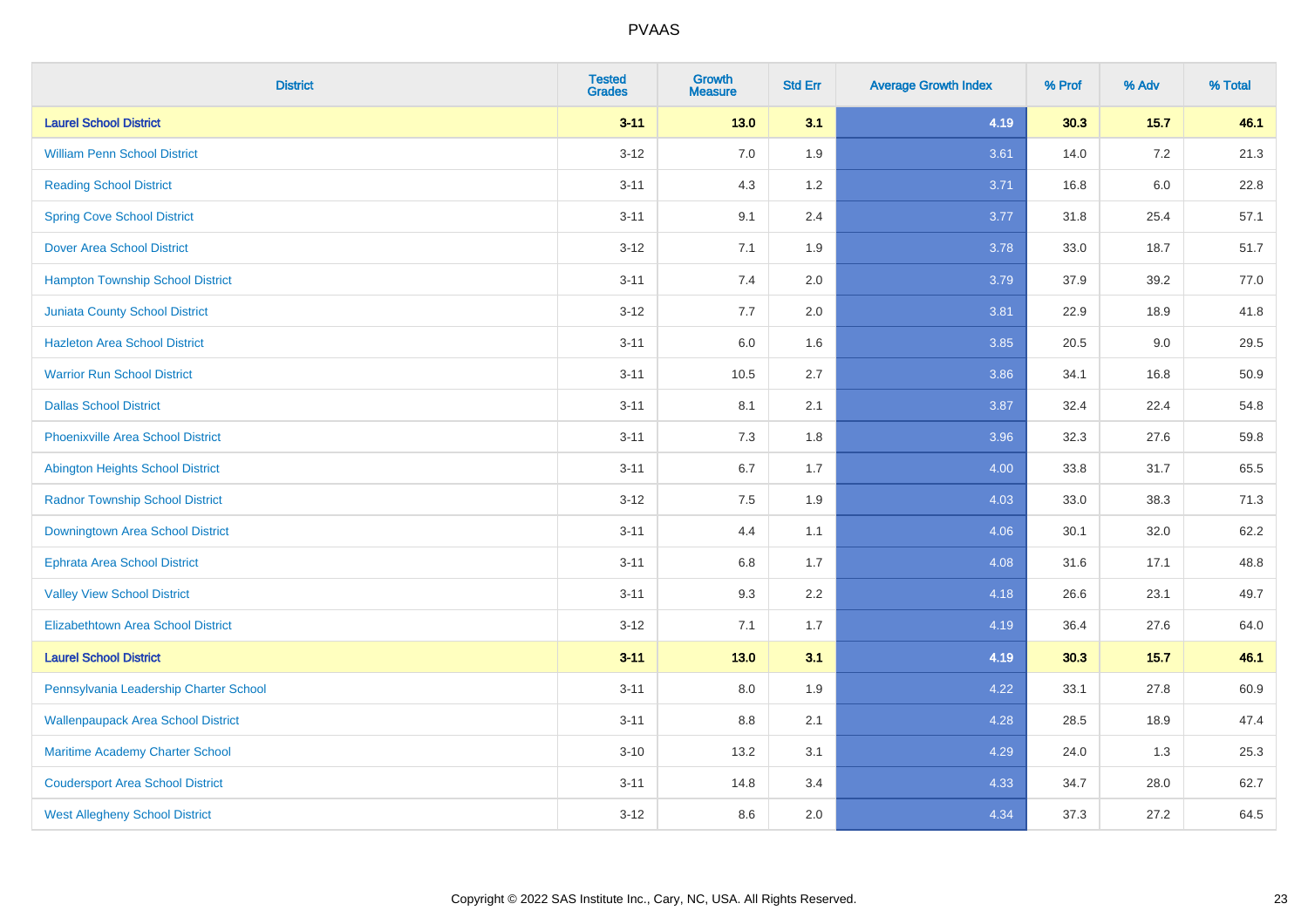| District | Tested Grades | Growth Measure | Std Err | Average Growth Index | % Prof | % Adv | % Total |
|---|---|---|---|---|---|---|---|
| **Laurel School District** | **3-11** | **13.0** | **3.1** | **4.19** | **30.3** | **15.7** | **46.1** |
| William Penn School District | 3-12 | 7.0 | 1.9 | 3.61 | 14.0 | 7.2 | 21.3 |
| Reading School District | 3-11 | 4.3 | 1.2 | 3.71 | 16.8 | 6.0 | 22.8 |
| Spring Cove School District | 3-11 | 9.1 | 2.4 | 3.77 | 31.8 | 25.4 | 57.1 |
| Dover Area School District | 3-12 | 7.1 | 1.9 | 3.78 | 33.0 | 18.7 | 51.7 |
| Hampton Township School District | 3-11 | 7.4 | 2.0 | 3.79 | 37.9 | 39.2 | 77.0 |
| Juniata County School District | 3-12 | 7.7 | 2.0 | 3.81 | 22.9 | 18.9 | 41.8 |
| Hazleton Area School District | 3-11 | 6.0 | 1.6 | 3.85 | 20.5 | 9.0 | 29.5 |
| Warrior Run School District | 3-11 | 10.5 | 2.7 | 3.86 | 34.1 | 16.8 | 50.9 |
| Dallas School District | 3-11 | 8.1 | 2.1 | 3.87 | 32.4 | 22.4 | 54.8 |
| Phoenixville Area School District | 3-11 | 7.3 | 1.8 | 3.96 | 32.3 | 27.6 | 59.8 |
| Abington Heights School District | 3-11 | 6.7 | 1.7 | 4.00 | 33.8 | 31.7 | 65.5 |
| Radnor Township School District | 3-12 | 7.5 | 1.9 | 4.03 | 33.0 | 38.3 | 71.3 |
| Downingtown Area School District | 3-11 | 4.4 | 1.1 | 4.06 | 30.1 | 32.0 | 62.2 |
| Ephrata Area School District | 3-11 | 6.8 | 1.7 | 4.08 | 31.6 | 17.1 | 48.8 |
| Valley View School District | 3-11 | 9.3 | 2.2 | 4.18 | 26.6 | 23.1 | 49.7 |
| Elizabethtown Area School District | 3-12 | 7.1 | 1.7 | 4.19 | 36.4 | 27.6 | 64.0 |
| **Laurel School District** | **3-11** | **13.0** | **3.1** | **4.19** | **30.3** | **15.7** | **46.1** |
| Pennsylvania Leadership Charter School | 3-11 | 8.0 | 1.9 | 4.22 | 33.1 | 27.8 | 60.9 |
| Wallenpaupack Area School District | 3-11 | 8.8 | 2.1 | 4.28 | 28.5 | 18.9 | 47.4 |
| Maritime Academy Charter School | 3-10 | 13.2 | 3.1 | 4.29 | 24.0 | 1.3 | 25.3 |
| Coudersport Area School District | 3-11 | 14.8 | 3.4 | 4.33 | 34.7 | 28.0 | 62.7 |
| West Allegheny School District | 3-12 | 8.6 | 2.0 | 4.34 | 37.3 | 27.2 | 64.5 |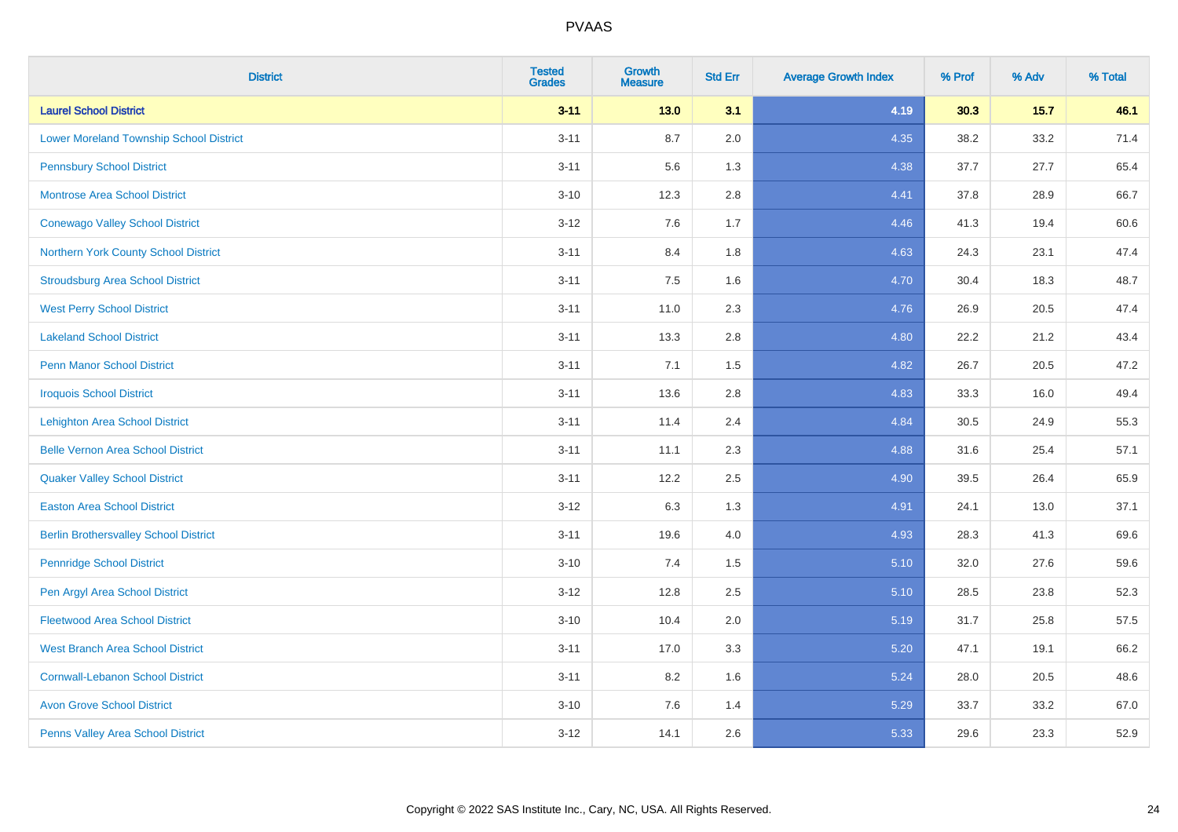| District | Tested Grades | Growth Measure | Std Err | Average Growth Index | % Prof | % Adv | % Total |
|---|---|---|---|---|---|---|---|
| **Laurel School District** | **3-11** | **13.0** | **3.1** | **4.19** | **30.3** | **15.7** | **46.1** |
| Lower Moreland Township School District | 3-11 | 8.7 | 2.0 | 4.35 | 38.2 | 33.2 | 71.4 |
| Pennsbury School District | 3-11 | 5.6 | 1.3 | 4.38 | 37.7 | 27.7 | 65.4 |
| Montrose Area School District | 3-10 | 12.3 | 2.8 | 4.41 | 37.8 | 28.9 | 66.7 |
| Conewago Valley School District | 3-12 | 7.6 | 1.7 | 4.46 | 41.3 | 19.4 | 60.6 |
| Northern York County School District | 3-11 | 8.4 | 1.8 | 4.63 | 24.3 | 23.1 | 47.4 |
| Stroudsburg Area School District | 3-11 | 7.5 | 1.6 | 4.70 | 30.4 | 18.3 | 48.7 |
| West Perry School District | 3-11 | 11.0 | 2.3 | 4.76 | 26.9 | 20.5 | 47.4 |
| Lakeland School District | 3-11 | 13.3 | 2.8 | 4.80 | 22.2 | 21.2 | 43.4 |
| Penn Manor School District | 3-11 | 7.1 | 1.5 | 4.82 | 26.7 | 20.5 | 47.2 |
| Iroquois School District | 3-11 | 13.6 | 2.8 | 4.83 | 33.3 | 16.0 | 49.4 |
| Lehighton Area School District | 3-11 | 11.4 | 2.4 | 4.84 | 30.5 | 24.9 | 55.3 |
| Belle Vernon Area School District | 3-11 | 11.1 | 2.3 | 4.88 | 31.6 | 25.4 | 57.1 |
| Quaker Valley School District | 3-11 | 12.2 | 2.5 | 4.90 | 39.5 | 26.4 | 65.9 |
| Easton Area School District | 3-12 | 6.3 | 1.3 | 4.91 | 24.1 | 13.0 | 37.1 |
| Berlin Brothersvalley School District | 3-11 | 19.6 | 4.0 | 4.93 | 28.3 | 41.3 | 69.6 |
| Pennridge School District | 3-10 | 7.4 | 1.5 | 5.10 | 32.0 | 27.6 | 59.6 |
| Pen Argyl Area School District | 3-12 | 12.8 | 2.5 | 5.10 | 28.5 | 23.8 | 52.3 |
| Fleetwood Area School District | 3-10 | 10.4 | 2.0 | 5.19 | 31.7 | 25.8 | 57.5 |
| West Branch Area School District | 3-11 | 17.0 | 3.3 | 5.20 | 47.1 | 19.1 | 66.2 |
| Cornwall-Lebanon School District | 3-11 | 8.2 | 1.6 | 5.24 | 28.0 | 20.5 | 48.6 |
| Avon Grove School District | 3-10 | 7.6 | 1.4 | 5.29 | 33.7 | 33.2 | 67.0 |
| Penns Valley Area School District | 3-12 | 14.1 | 2.6 | 5.33 | 29.6 | 23.3 | 52.9 |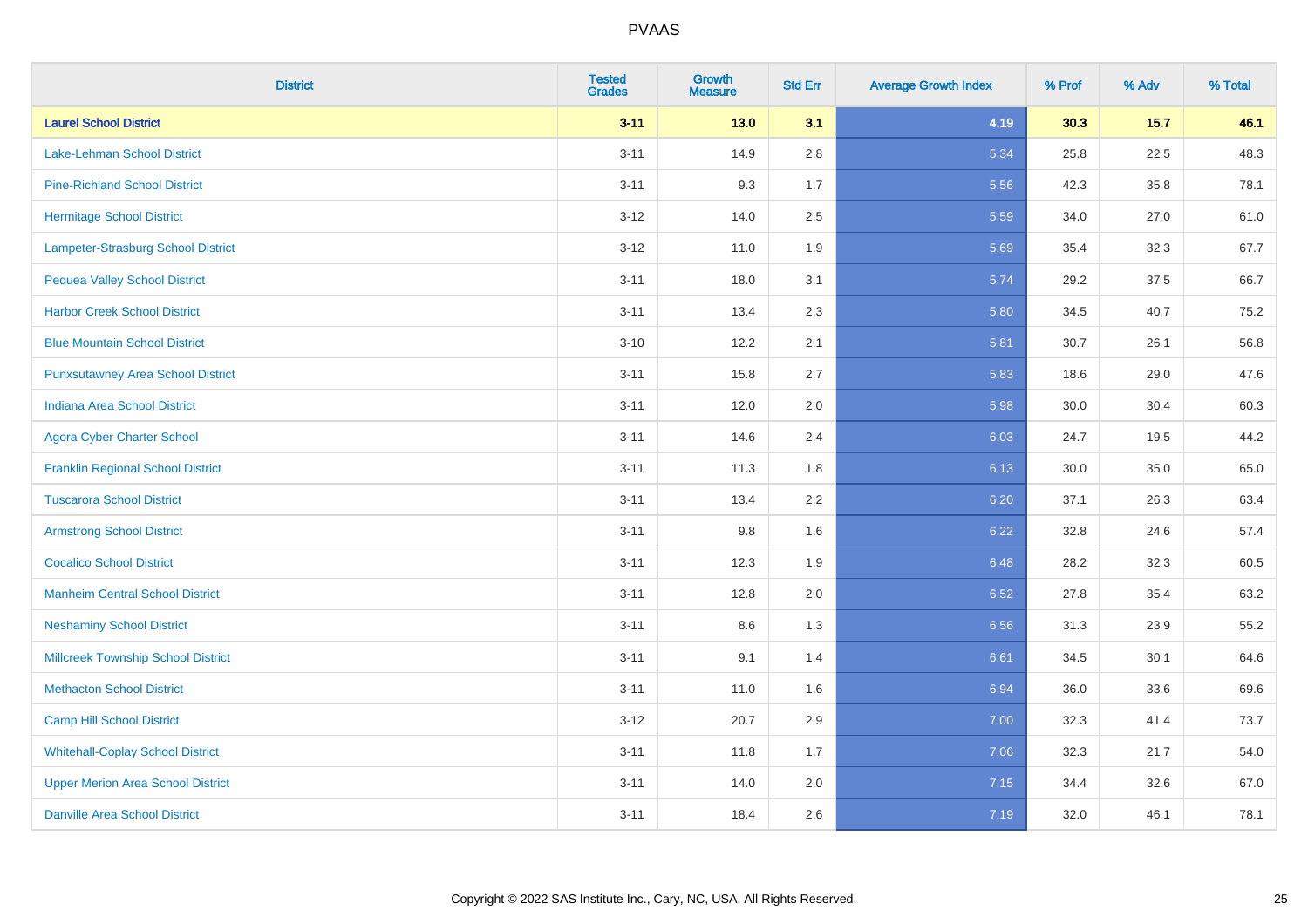| District | Tested Grades | Growth Measure | Std Err | Average Growth Index | % Prof | % Adv | % Total |
|---|---|---|---|---|---|---|---|
| **Laurel School District** | **3-11** | **13.0** | **3.1** | **4.19** | **30.3** | **15.7** | **46.1** |
| Lake-Lehman School District | 3-11 | 14.9 | 2.8 | 5.34 | 25.8 | 22.5 | 48.3 |
| Pine-Richland School District | 3-11 | 9.3 | 1.7 | 5.56 | 42.3 | 35.8 | 78.1 |
| Hermitage School District | 3-12 | 14.0 | 2.5 | 5.59 | 34.0 | 27.0 | 61.0 |
| Lampeter-Strasburg School District | 3-12 | 11.0 | 1.9 | 5.69 | 35.4 | 32.3 | 67.7 |
| Pequea Valley School District | 3-11 | 18.0 | 3.1 | 5.74 | 29.2 | 37.5 | 66.7 |
| Harbor Creek School District | 3-11 | 13.4 | 2.3 | 5.80 | 34.5 | 40.7 | 75.2 |
| Blue Mountain School District | 3-10 | 12.2 | 2.1 | 5.81 | 30.7 | 26.1 | 56.8 |
| Punxsutawney Area School District | 3-11 | 15.8 | 2.7 | 5.83 | 18.6 | 29.0 | 47.6 |
| Indiana Area School District | 3-11 | 12.0 | 2.0 | 5.98 | 30.0 | 30.4 | 60.3 |
| Agora Cyber Charter School | 3-11 | 14.6 | 2.4 | 6.03 | 24.7 | 19.5 | 44.2 |
| Franklin Regional School District | 3-11 | 11.3 | 1.8 | 6.13 | 30.0 | 35.0 | 65.0 |
| Tuscarora School District | 3-11 | 13.4 | 2.2 | 6.20 | 37.1 | 26.3 | 63.4 |
| Armstrong School District | 3-11 | 9.8 | 1.6 | 6.22 | 32.8 | 24.6 | 57.4 |
| Cocalico School District | 3-11 | 12.3 | 1.9 | 6.48 | 28.2 | 32.3 | 60.5 |
| Manheim Central School District | 3-11 | 12.8 | 2.0 | 6.52 | 27.8 | 35.4 | 63.2 |
| Neshaminy School District | 3-11 | 8.6 | 1.3 | 6.56 | 31.3 | 23.9 | 55.2 |
| Millcreek Township School District | 3-11 | 9.1 | 1.4 | 6.61 | 34.5 | 30.1 | 64.6 |
| Methacton School District | 3-11 | 11.0 | 1.6 | 6.94 | 36.0 | 33.6 | 69.6 |
| Camp Hill School District | 3-12 | 20.7 | 2.9 | 7.00 | 32.3 | 41.4 | 73.7 |
| Whitehall-Coplay School District | 3-11 | 11.8 | 1.7 | 7.06 | 32.3 | 21.7 | 54.0 |
| Upper Merion Area School District | 3-11 | 14.0 | 2.0 | 7.15 | 34.4 | 32.6 | 67.0 |
| Danville Area School District | 3-11 | 18.4 | 2.6 | 7.19 | 32.0 | 46.1 | 78.1 |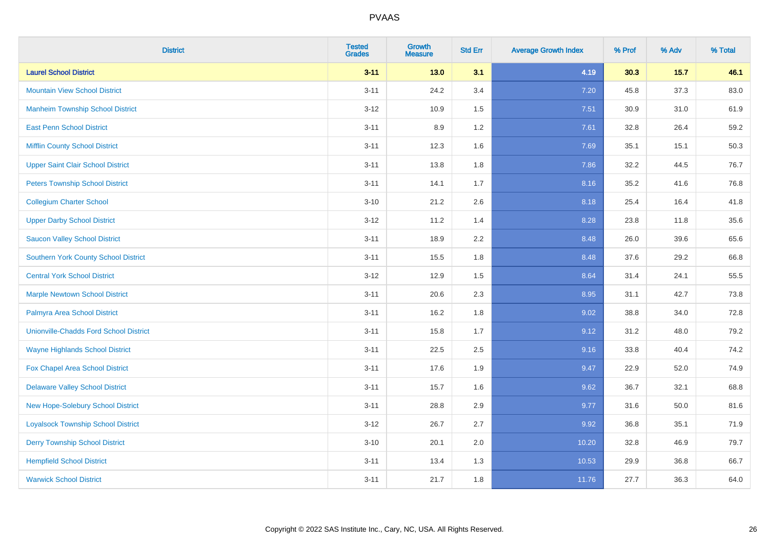# PVAAS

| District | Tested Grades | Growth Measure | Std Err | Average Growth Index | % Prof | % Adv | % Total |
|---|---|---|---|---|---|---|---|
| **Laurel School District** | **3-11** | **13.0** | **3.1** | **4.19** | **30.3** | **15.7** | **46.1** |
| Mountain View School District | 3-11 | 24.2 | 3.4 | 7.20 | 45.8 | 37.3 | 83.0 |
| Manheim Township School District | 3-12 | 10.9 | 1.5 | 7.51 | 30.9 | 31.0 | 61.9 |
| East Penn School District | 3-11 | 8.9 | 1.2 | 7.61 | 32.8 | 26.4 | 59.2 |
| Mifflin County School District | 3-11 | 12.3 | 1.6 | 7.69 | 35.1 | 15.1 | 50.3 |
| Upper Saint Clair School District | 3-11 | 13.8 | 1.8 | 7.86 | 32.2 | 44.5 | 76.7 |
| Peters Township School District | 3-11 | 14.1 | 1.7 | 8.16 | 35.2 | 41.6 | 76.8 |
| Collegium Charter School | 3-10 | 21.2 | 2.6 | 8.18 | 25.4 | 16.4 | 41.8 |
| Upper Darby School District | 3-12 | 11.2 | 1.4 | 8.28 | 23.8 | 11.8 | 35.6 |
| Saucon Valley School District | 3-11 | 18.9 | 2.2 | 8.48 | 26.0 | 39.6 | 65.6 |
| Southern York County School District | 3-11 | 15.5 | 1.8 | 8.48 | 37.6 | 29.2 | 66.8 |
| Central York School District | 3-12 | 12.9 | 1.5 | 8.64 | 31.4 | 24.1 | 55.5 |
| Marple Newtown School District | 3-11 | 20.6 | 2.3 | 8.95 | 31.1 | 42.7 | 73.8 |
| Palmyra Area School District | 3-11 | 16.2 | 1.8 | 9.02 | 38.8 | 34.0 | 72.8 |
| Unionville-Chadds Ford School District | 3-11 | 15.8 | 1.7 | 9.12 | 31.2 | 48.0 | 79.2 |
| Wayne Highlands School District | 3-11 | 22.5 | 2.5 | 9.16 | 33.8 | 40.4 | 74.2 |
| Fox Chapel Area School District | 3-11 | 17.6 | 1.9 | 9.47 | 22.9 | 52.0 | 74.9 |
| Delaware Valley School District | 3-11 | 15.7 | 1.6 | 9.62 | 36.7 | 32.1 | 68.8 |
| New Hope-Solebury School District | 3-11 | 28.8 | 2.9 | 9.77 | 31.6 | 50.0 | 81.6 |
| Loyalsock Township School District | 3-12 | 26.7 | 2.7 | 9.92 | 36.8 | 35.1 | 71.9 |
| Derry Township School District | 3-10 | 20.1 | 2.0 | 10.20 | 32.8 | 46.9 | 79.7 |
| Hempfield School District | 3-11 | 13.4 | 1.3 | 10.53 | 29.9 | 36.8 | 66.7 |
| Warwick School District | 3-11 | 21.7 | 1.8 | 11.76 | 27.7 | 36.3 | 64.0 |

Copyright © 2022 SAS Institute Inc., Cary, NC, USA. All Rights Reserved.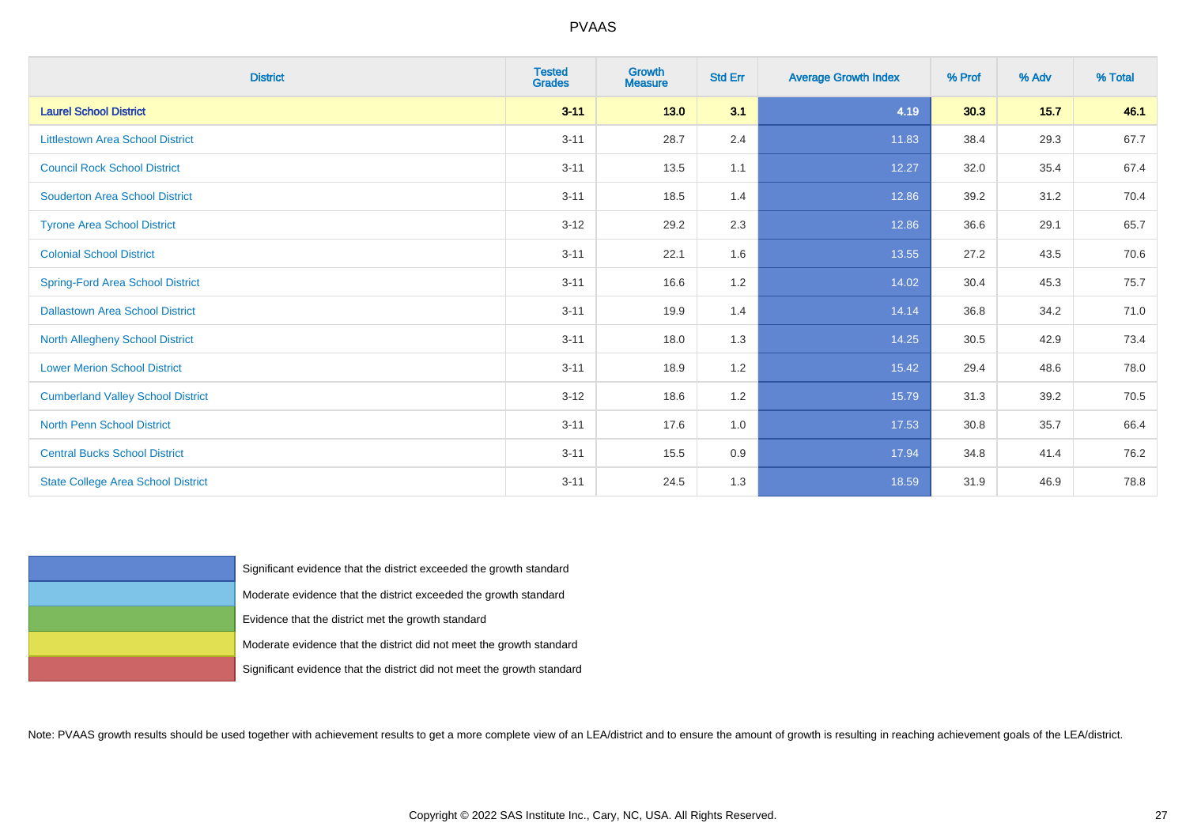# PVAAS

| District | Tested Grades | Growth Measure | Std Err | Average Growth Index | % Prof | % Adv | % Total |
|---|---|---|---|---|---|---|---|
| **Laurel School District** | **3-11** | **13.0** | **3.1** | **4.19** | **30.3** | **15.7** | **46.1** |
| Littlestown Area School District | 3-11 | 28.7 | 2.4 | 11.83 | 38.4 | 29.3 | 67.7 |
| Council Rock School District | 3-11 | 13.5 | 1.1 | 12.27 | 32.0 | 35.4 | 67.4 |
| Souderton Area School District | 3-11 | 18.5 | 1.4 | 12.86 | 39.2 | 31.2 | 70.4 |
| Tyrone Area School District | 3-12 | 29.2 | 2.3 | 12.86 | 36.6 | 29.1 | 65.7 |
| Colonial School District | 3-11 | 22.1 | 1.6 | 13.55 | 27.2 | 43.5 | 70.6 |
| Spring-Ford Area School District | 3-11 | 16.6 | 1.2 | 14.02 | 30.4 | 45.3 | 75.7 |
| Dallastown Area School District | 3-11 | 19.9 | 1.4 | 14.14 | 36.8 | 34.2 | 71.0 |
| North Allegheny School District | 3-11 | 18.0 | 1.3 | 14.25 | 30.5 | 42.9 | 73.4 |
| Lower Merion School District | 3-11 | 18.9 | 1.2 | 15.42 | 29.4 | 48.6 | 78.0 |
| Cumberland Valley School District | 3-12 | 18.6 | 1.2 | 15.79 | 31.3 | 39.2 | 70.5 |
| North Penn School District | 3-11 | 17.6 | 1.0 | 17.53 | 30.8 | 35.7 | 66.4 |
| Central Bucks School District | 3-11 | 15.5 | 0.9 | 17.94 | 34.8 | 41.4 | 76.2 |
| State College Area School District | 3-11 | 24.5 | 1.3 | 18.59 | 31.9 | 46.9 | 78.8 |

- Significant evidence that the district exceeded the growth standard
- Moderate evidence that the district exceeded the growth standard
- Evidence that the district met the growth standard
- Moderate evidence that the district did not meet the growth standard
- Significant evidence that the district did not meet the growth standard

Note: PVAAS growth results should be used together with achievement results to get a more complete view of an LEA/district and to ensure the amount of growth is resulting in reaching achievement goals of the LEA/district.

Copyright © 2022 SAS Institute Inc., Cary, NC, USA. All Rights Reserved.